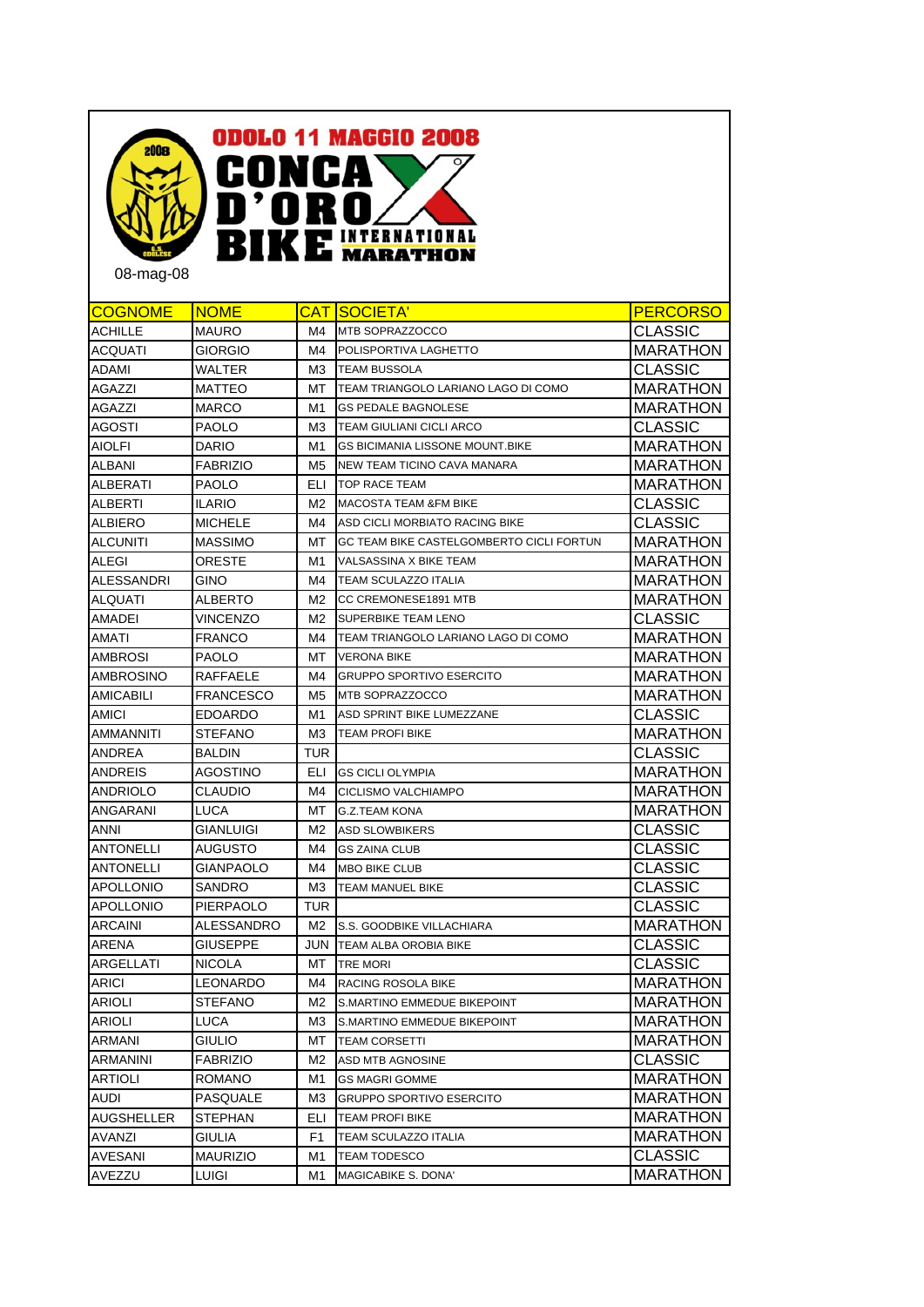# ODOLO 11 MAGGIO 2008

## CONCA D'ORO BIKE INTERNATIONAL MARATHON

08-mag-08

| COGNOME | NOME | CAT | SOCIETA' | PERCORSO |
|---|---|---|---|---|
| ACHILLE | MAURO | M4 | MTB SOPRAZZOCCO | CLASSIC |
| ACQUATI | GIORGIO | M4 | POLISPORTIVA LAGHETTO | MARATHON |
| ADAMI | WALTER | M3 | TEAM BUSSOLA | CLASSIC |
| AGAZZI | MATTEO | MT | TEAM TRIANGOLO LARIANO LAGO DI COMO | MARATHON |
| AGAZZI | MARCO | M1 | GS PEDALE BAGNOLESE | MARATHON |
| AGOSTI | PAOLO | M3 | TEAM GIULIANI CICLI ARCO | CLASSIC |
| AIOLFI | DARIO | M1 | GS BICIMANIA LISSONE MOUNT.BIKE | MARATHON |
| ALBANI | FABRIZIO | M5 | NEW TEAM TICINO CAVA MANARA | MARATHON |
| ALBERATI | PAOLO | ELI | TOP RACE TEAM | MARATHON |
| ALBERTI | ILARIO | M2 | MACOSTA TEAM &FM BIKE | CLASSIC |
| ALBIERO | MICHELE | M4 | ASD CICLI MORBIATO RACING BIKE | CLASSIC |
| ALCUNITI | MASSIMO | MT | GC TEAM BIKE CASTELGOMBERTO CICLI FORTUN | MARATHON |
| ALEGI | ORESTE | M1 | VALSASSINA X BIKE TEAM | MARATHON |
| ALESSANDRI | GINO | M4 | TEAM SCULAZZO ITALIA | MARATHON |
| ALQUATI | ALBERTO | M2 | CC CREMONESE1891 MTB | MARATHON |
| AMADEI | VINCENZO | M2 | SUPERBIKE TEAM LENO | CLASSIC |
| AMATI | FRANCO | M4 | TEAM TRIANGOLO LARIANO LAGO DI COMO | MARATHON |
| AMBROSI | PAOLO | MT | VERONA BIKE | MARATHON |
| AMBROSINO | RAFFAELE | M4 | GRUPPO SPORTIVO ESERCITO | MARATHON |
| AMICABILI | FRANCESCO | M5 | MTB SOPRAZZOCCO | MARATHON |
| AMICI | EDOARDO | M1 | ASD SPRINT BIKE LUMEZZANE | CLASSIC |
| AMMANNITI | STEFANO | M3 | TEAM PROFI BIKE | MARATHON |
| ANDREA | BALDIN | TUR | | CLASSIC |
| ANDREIS | AGOSTINO | ELI | GS CICLI OLYMPIA | MARATHON |
| ANDRIOLO | CLAUDIO | M4 | CICLISMO VALCHIAMPO | MARATHON |
| ANGARANI | LUCA | MT | G.Z.TEAM KONA | MARATHON |
| ANNI | GIANLUIGI | M2 | ASD SLOWBIKERS | CLASSIC |
| ANTONELLI | AUGUSTO | M4 | GS ZAINA CLUB | CLASSIC |
| ANTONELLI | GIANPAOLO | M4 | MBO BIKE CLUB | CLASSIC |
| APOLLONIO | SANDRO | M3 | TEAM MANUEL BIKE | CLASSIC |
| APOLLONIO | PIERPAOLO | TUR | | CLASSIC |
| ARCAINI | ALESSANDRO | M2 | S.S. GOODBIKE VILLACHIARA | MARATHON |
| ARENA | GIUSEPPE | JUN | TEAM ALBA OROBIA BIKE | CLASSIC |
| ARGELLATI | NICOLA | MT | TRE MORI | CLASSIC |
| ARICI | LEONARDO | M4 | RACING ROSOLA BIKE | MARATHON |
| ARIOLI | STEFANO | M2 | S.MARTINO EMMEDUE BIKEPOINT | MARATHON |
| ARIOLI | LUCA | M3 | S.MARTINO EMMEDUE BIKEPOINT | MARATHON |
| ARMANI | GIULIO | MT | TEAM CORSETTI | MARATHON |
| ARMANINI | FABRIZIO | M2 | ASD MTB AGNOSINE | CLASSIC |
| ARTIOLI | ROMANO | M1 | GS MAGRI GOMME | MARATHON |
| AUDI | PASQUALE | M3 | GRUPPO SPORTIVO ESERCITO | MARATHON |
| AUGSHELLER | STEPHAN | ELI | TEAM PROFI BIKE | MARATHON |
| AVANZI | GIULIA | F1 | TEAM SCULAZZO ITALIA | MARATHON |
| AVESANI | MAURIZIO | M1 | TEAM TODESCO | CLASSIC |
| AVEZZU | LUIGI | M1 | MAGICABIKE S. DONA' | MARATHON |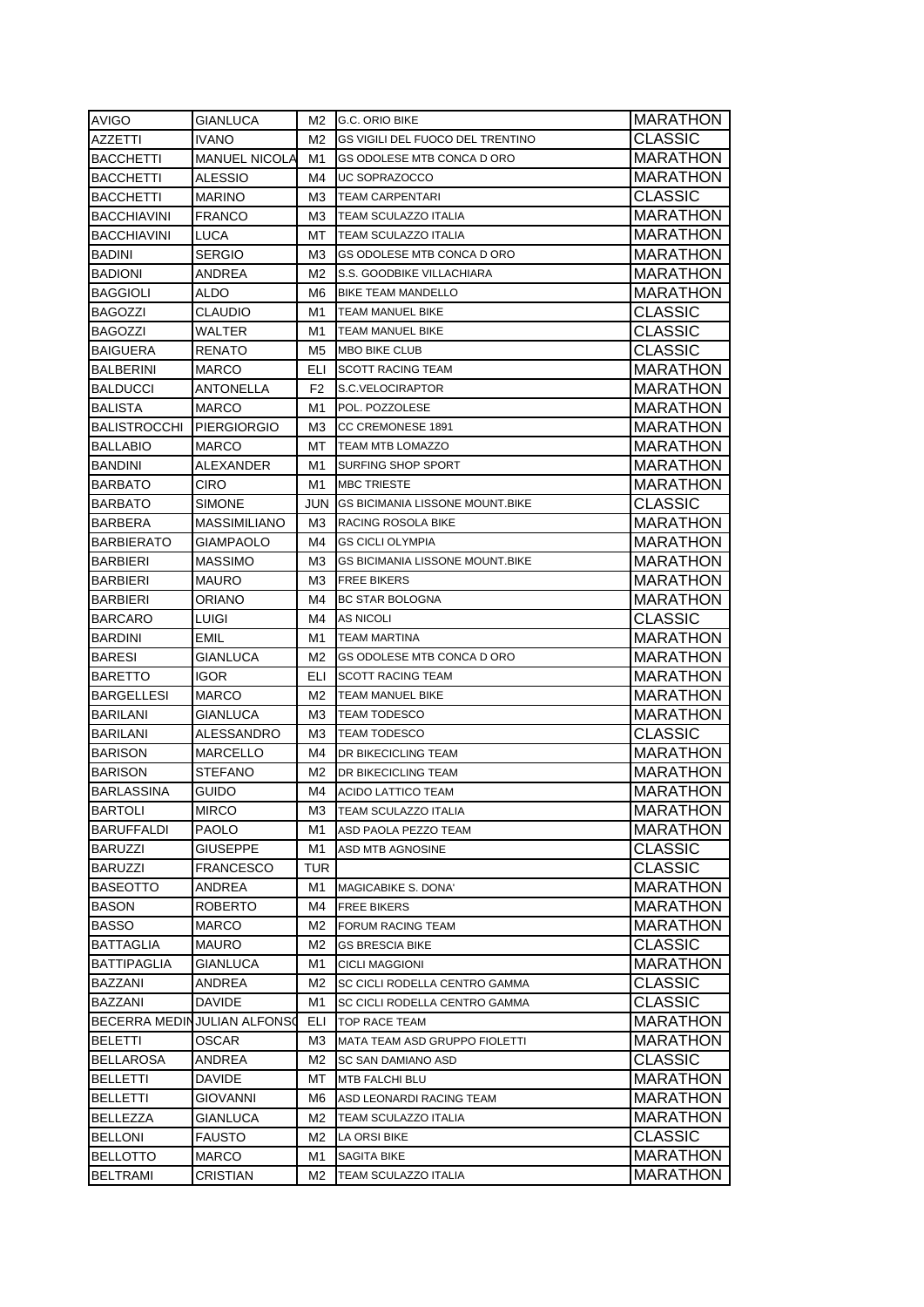| | | | | |
|---|---|---|---|---|
| AVIGO | GIANLUCA | M2 | G.C. ORIO BIKE | MARATHON |
| AZZETTI | IVANO | M2 | GS VIGILI DEL FUOCO DEL TRENTINO | CLASSIC |
| BACCHETTI | MANUEL NICOLA | M1 | GS ODOLESE MTB CONCA D ORO | MARATHON |
| BACCHETTI | ALESSIO | M4 | UC SOPRAZOCCO | MARATHON |
| BACCHETTI | MARINO | M3 | TEAM CARPENTARI | CLASSIC |
| BACCHIAVINI | FRANCO | M3 | TEAM SCULAZZO ITALIA | MARATHON |
| BACCHIAVINI | LUCA | MT | TEAM SCULAZZO ITALIA | MARATHON |
| BADINI | SERGIO | M3 | GS ODOLESE MTB CONCA D ORO | MARATHON |
| BADIONI | ANDREA | M2 | S.S. GOODBIKE VILLACHIARA | MARATHON |
| BAGGIOLI | ALDO | M6 | BIKE TEAM MANDELLO | MARATHON |
| BAGOZZI | CLAUDIO | M1 | TEAM MANUEL BIKE | CLASSIC |
| BAGOZZI | WALTER | M1 | TEAM MANUEL BIKE | CLASSIC |
| BAIGUERA | RENATO | M5 | MBO BIKE CLUB | CLASSIC |
| BALBERINI | MARCO | ELI | SCOTT RACING TEAM | MARATHON |
| BALDUCCI | ANTONELLA | F2 | S.C.VELOCIRAPTOR | MARATHON |
| BALISTA | MARCO | M1 | POL. POZZOLESE | MARATHON |
| BALISTROCCHI | PIERGIORGIO | M3 | CC CREMONESE 1891 | MARATHON |
| BALLABIO | MARCO | MT | TEAM MTB LOMAZZO | MARATHON |
| BANDINI | ALEXANDER | M1 | SURFING SHOP SPORT | MARATHON |
| BARBATO | CIRO | M1 | MBC TRIESTE | MARATHON |
| BARBATO | SIMONE | JUN | GS BICIMANIA LISSONE MOUNT.BIKE | CLASSIC |
| BARBERA | MASSIMILIANO | M3 | RACING ROSOLA BIKE | MARATHON |
| BARBIERATO | GIAMPAOLO | M4 | GS CICLI OLYMPIA | MARATHON |
| BARBIERI | MASSIMO | M3 | GS BICIMANIA LISSONE MOUNT.BIKE | MARATHON |
| BARBIERI | MAURO | M3 | FREE BIKERS | MARATHON |
| BARBIERI | ORIANO | M4 | BC STAR BOLOGNA | MARATHON |
| BARCARO | LUIGI | M4 | AS NICOLI | CLASSIC |
| BARDINI | EMIL | M1 | TEAM MARTINA | MARATHON |
| BARESI | GIANLUCA | M2 | GS ODOLESE MTB CONCA D ORO | MARATHON |
| BARETTO | IGOR | ELI | SCOTT RACING TEAM | MARATHON |
| BARGELLESI | MARCO | M2 | TEAM MANUEL BIKE | MARATHON |
| BARILANI | GIANLUCA | M3 | TEAM TODESCO | MARATHON |
| BARILANI | ALESSANDRO | M3 | TEAM TODESCO | CLASSIC |
| BARISON | MARCELLO | M4 | DR BIKECICLING TEAM | MARATHON |
| BARISON | STEFANO | M2 | DR BIKECICLING TEAM | MARATHON |
| BARLASSINA | GUIDO | M4 | ACIDO LATTICO TEAM | MARATHON |
| BARTOLI | MIRCO | M3 | TEAM SCULAZZO ITALIA | MARATHON |
| BARUFFALDI | PAOLO | M1 | ASD PAOLA PEZZO TEAM | MARATHON |
| BARUZZI | GIUSEPPE | M1 | ASD MTB AGNOSINE | CLASSIC |
| BARUZZI | FRANCESCO | TUR | | CLASSIC |
| BASEOTTO | ANDREA | M1 | MAGICABIKE S. DONA' | MARATHON |
| BASON | ROBERTO | M4 | FREE BIKERS | MARATHON |
| BASSO | MARCO | M2 | FORUM RACING TEAM | MARATHON |
| BATTAGLIA | MAURO | M2 | GS BRESCIA BIKE | CLASSIC |
| BATTIPAGLIA | GIANLUCA | M1 | CICLI MAGGIONI | MARATHON |
| BAZZANI | ANDREA | M2 | SC CICLI RODELLA CENTRO GAMMA | CLASSIC |
| BAZZANI | DAVIDE | M1 | SC CICLI RODELLA CENTRO GAMMA | CLASSIC |
| BECERRA MEDIN | JULIAN ALFONSO | ELI | TOP RACE TEAM | MARATHON |
| BELETTI | OSCAR | M3 | MATA TEAM ASD GRUPPO FIOLETTI | MARATHON |
| BELLAROSA | ANDREA | M2 | SC SAN DAMIANO ASD | CLASSIC |
| BELLETTI | DAVIDE | MT | MTB FALCHI BLU | MARATHON |
| BELLETTI | GIOVANNI | M6 | ASD LEONARDI RACING TEAM | MARATHON |
| BELLEZZA | GIANLUCA | M2 | TEAM SCULAZZO ITALIA | MARATHON |
| BELLONI | FAUSTO | M2 | LA ORSI BIKE | CLASSIC |
| BELLOTTO | MARCO | M1 | SAGITA BIKE | MARATHON |
| BELTRAMI | CRISTIAN | M2 | TEAM SCULAZZO ITALIA | MARATHON |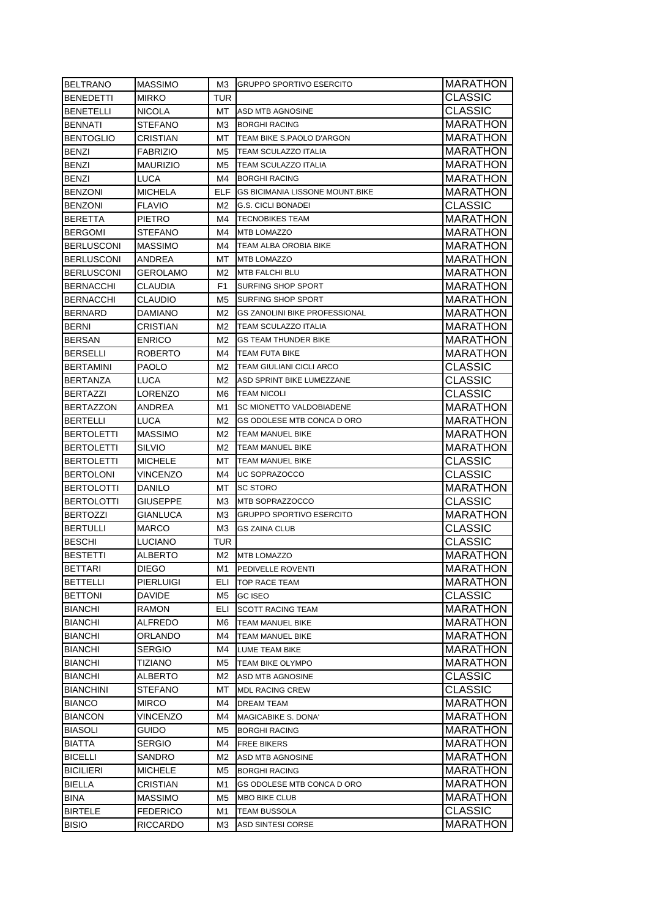| BELTRANO | MASSIMO | M3 | GRUPPO SPORTIVO ESERCITO | MARATHON |
|---|---|---|---|---|
| BENEDETTI | MIRKO | TUR | | CLASSIC |
| BENETELLI | NICOLA | MT | ASD MTB AGNOSINE | CLASSIC |
| BENNATI | STEFANO | M3 | BORGHI RACING | MARATHON |
| BENTOGLIO | CRISTIAN | MT | TEAM BIKE S.PAOLO D'ARGON | MARATHON |
| BENZI | FABRIZIO | M5 | TEAM SCULAZZO ITALIA | MARATHON |
| BENZI | MAURIZIO | M5 | TEAM SCULAZZO ITALIA | MARATHON |
| BENZI | LUCA | M4 | BORGHI RACING | MARATHON |
| BENZONI | MICHELA | ELF | GS BICIMANIA LISSONE MOUNT.BIKE | MARATHON |
| BENZONI | FLAVIO | M2 | G.S. CICLI BONADEI | CLASSIC |
| BERETTA | PIETRO | M4 | TECNOBIKES TEAM | MARATHON |
| BERGOMI | STEFANO | M4 | MTB LOMAZZO | MARATHON |
| BERLUSCONI | MASSIMO | M4 | TEAM ALBA OROBIA BIKE | MARATHON |
| BERLUSCONI | ANDREA | MT | MTB LOMAZZO | MARATHON |
| BERLUSCONI | GEROLAMO | M2 | MTB FALCHI BLU | MARATHON |
| BERNACCHI | CLAUDIA | F1 | SURFING SHOP SPORT | MARATHON |
| BERNACCHI | CLAUDIO | M5 | SURFING SHOP SPORT | MARATHON |
| BERNARD | DAMIANO | M2 | GS ZANOLINI BIKE PROFESSIONAL | MARATHON |
| BERNI | CRISTIAN | M2 | TEAM SCULAZZO ITALIA | MARATHON |
| BERSAN | ENRICO | M2 | GS TEAM THUNDER BIKE | MARATHON |
| BERSELLI | ROBERTO | M4 | TEAM FUTA BIKE | MARATHON |
| BERTAMINI | PAOLO | M2 | TEAM GIULIANI CICLI ARCO | CLASSIC |
| BERTANZA | LUCA | M2 | ASD SPRINT BIKE LUMEZZANE | CLASSIC |
| BERTAZZI | LORENZO | M6 | TEAM NICOLI | CLASSIC |
| BERTAZZON | ANDREA | M1 | SC MIONETTO VALDOBIADENE | MARATHON |
| BERTELLI | LUCA | M2 | GS ODOLESE MTB CONCA D ORO | MARATHON |
| BERTOLETTI | MASSIMO | M2 | TEAM MANUEL BIKE | MARATHON |
| BERTOLETTI | SILVIO | M2 | TEAM MANUEL BIKE | MARATHON |
| BERTOLETTI | MICHELE | MT | TEAM MANUEL BIKE | CLASSIC |
| BERTOLONI | VINCENZO | M4 | UC SOPRAZOCCO | CLASSIC |
| BERTOLOTTI | DANILO | MT | SC STORO | MARATHON |
| BERTOLOTTI | GIUSEPPE | M3 | MTB SOPRAZZOCCO | CLASSIC |
| BERTOZZI | GIANLUCA | M3 | GRUPPO SPORTIVO ESERCITO | MARATHON |
| BERTULLI | MARCO | M3 | GS ZAINA CLUB | CLASSIC |
| BESCHI | LUCIANO | TUR | | CLASSIC |
| BESTETTI | ALBERTO | M2 | MTB LOMAZZO | MARATHON |
| BETTARI | DIEGO | M1 | PEDIVELLE ROVENTI | MARATHON |
| BETTELLI | PIERLUIGI | ELI | TOP RACE TEAM | MARATHON |
| BETTONI | DAVIDE | M5 | GC ISEO | CLASSIC |
| BIANCHI | RAMON | ELI | SCOTT RACING TEAM | MARATHON |
| BIANCHI | ALFREDO | M6 | TEAM MANUEL BIKE | MARATHON |
| BIANCHI | ORLANDO | M4 | TEAM MANUEL BIKE | MARATHON |
| BIANCHI | SERGIO | M4 | LUME TEAM BIKE | MARATHON |
| BIANCHI | TIZIANO | M5 | TEAM BIKE OLYMPO | MARATHON |
| BIANCHI | ALBERTO | M2 | ASD MTB AGNOSINE | CLASSIC |
| BIANCHINI | STEFANO | MT | MDL RACING CREW | CLASSIC |
| BIANCO | MIRCO | M4 | DREAM TEAM | MARATHON |
| BIANCON | VINCENZO | M4 | MAGICABIKE S. DONA' | MARATHON |
| BIASOLI | GUIDO | M5 | BORGHI RACING | MARATHON |
| BIATTA | SERGIO | M4 | FREE BIKERS | MARATHON |
| BICELLI | SANDRO | M2 | ASD MTB AGNOSINE | MARATHON |
| BICILIERI | MICHELE | M5 | BORGHI RACING | MARATHON |
| BIELLA | CRISTIAN | M1 | GS ODOLESE MTB CONCA D ORO | MARATHON |
| BINA | MASSIMO | M5 | MBO BIKE CLUB | MARATHON |
| BIRTELE | FEDERICO | M1 | TEAM BUSSOLA | CLASSIC |
| BISIO | RICCARDO | M3 | ASD SINTESI CORSE | MARATHON |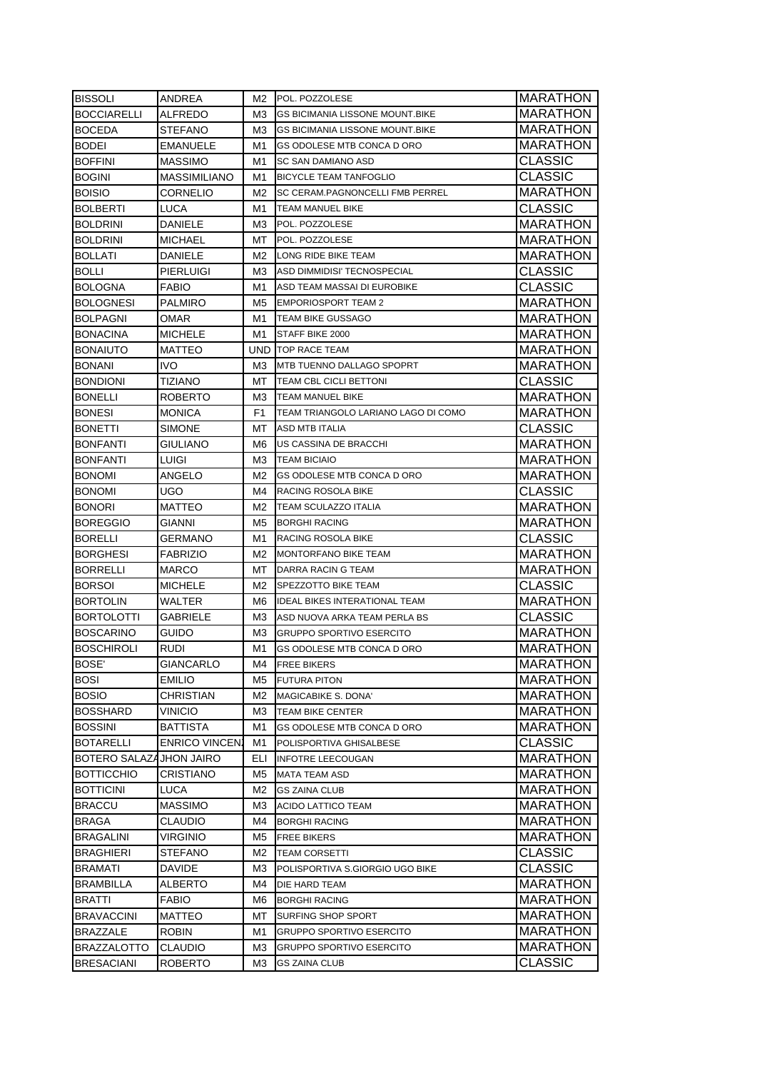| BISSOLI | ANDREA | M2 | POL. POZZOLESE | MARATHON |
|---|---|---|---|---|
| BOCCIARELLI | ALFREDO | M3 | GS BICIMANIA LISSONE MOUNT.BIKE | MARATHON |
| BOCEDA | STEFANO | M3 | GS BICIMANIA LISSONE MOUNT.BIKE | MARATHON |
| BODEI | EMANUELE | M1 | GS ODOLESE MTB CONCA D ORO | MARATHON |
| BOFFINI | MASSIMO | M1 | SC SAN DAMIANO ASD | CLASSIC |
| BOGINI | MASSIMILIANO | M1 | BICYCLE TEAM TANFOGLIO | CLASSIC |
| BOISIO | CORNELIO | M2 | SC CERAM.PAGNONCELLI FMB PERREL | MARATHON |
| BOLBERTI | LUCA | M1 | TEAM MANUEL BIKE | CLASSIC |
| BOLDRINI | DANIELE | M3 | POL. POZZOLESE | MARATHON |
| BOLDRINI | MICHAEL | MT | POL. POZZOLESE | MARATHON |
| BOLLATI | DANIELE | M2 | LONG RIDE BIKE TEAM | MARATHON |
| BOLLI | PIERLUIGI | M3 | ASD DIMMIDISI' TECNOSPECIAL | CLASSIC |
| BOLOGNA | FABIO | M1 | ASD TEAM MASSAI DI EUROBIKE | CLASSIC |
| BOLOGNESI | PALMIRO | M5 | EMPORIOSPORT TEAM 2 | MARATHON |
| BOLPAGNI | OMAR | M1 | TEAM BIKE GUSSAGO | MARATHON |
| BONACINA | MICHELE | M1 | STAFF BIKE 2000 | MARATHON |
| BONAIUTO | MATTEO | UND | TOP RACE TEAM | MARATHON |
| BONANI | IVO | M3 | MTB TUENNO DALLAGO SPOPRT | MARATHON |
| BONDIONI | TIZIANO | MT | TEAM CBL CICLI BETTONI | CLASSIC |
| BONELLI | ROBERTO | M3 | TEAM MANUEL BIKE | MARATHON |
| BONESI | MONICA | F1 | TEAM TRIANGOLO LARIANO LAGO DI COMO | MARATHON |
| BONETTI | SIMONE | MT | ASD MTB ITALIA | CLASSIC |
| BONFANTI | GIULIANO | M6 | US CASSINA DE BRACCHI | MARATHON |
| BONFANTI | LUIGI | M3 | TEAM BICIAIO | MARATHON |
| BONOMI | ANGELO | M2 | GS ODOLESE MTB CONCA D ORO | MARATHON |
| BONOMI | UGO | M4 | RACING ROSOLA BIKE | CLASSIC |
| BONORI | MATTEO | M2 | TEAM SCULAZZO ITALIA | MARATHON |
| BOREGGIO | GIANNI | M5 | BORGHI RACING | MARATHON |
| BORELLI | GERMANO | M1 | RACING ROSOLA BIKE | CLASSIC |
| BORGHESI | FABRIZIO | M2 | MONTORFANO BIKE TEAM | MARATHON |
| BORRELLI | MARCO | MT | DARRA RACIN G TEAM | MARATHON |
| BORSOI | MICHELE | M2 | SPEZZOTTO BIKE TEAM | CLASSIC |
| BORTOLIN | WALTER | M6 | IDEAL BIKES INTERATIONAL TEAM | MARATHON |
| BORTOLOTTI | GABRIELE | M3 | ASD NUOVA ARKA TEAM PERLA BS | CLASSIC |
| BOSCARINO | GUIDO | M3 | GRUPPO SPORTIVO ESERCITO | MARATHON |
| BOSCHIROLI | RUDI | M1 | GS ODOLESE MTB CONCA D ORO | MARATHON |
| BOSE' | GIANCARLO | M4 | FREE BIKERS | MARATHON |
| BOSI | EMILIO | M5 | FUTURA PITON | MARATHON |
| BOSIO | CHRISTIAN | M2 | MAGICABIKE S. DONA' | MARATHON |
| BOSSHARD | VINICIO | M3 | TEAM BIKE CENTER | MARATHON |
| BOSSINI | BATTISTA | M1 | GS ODOLESE MTB CONCA D ORO | MARATHON |
| BOTARELLI | ENRICO VINCEN | M1 | POLISPORTIVA GHISALBESE | CLASSIC |
| BOTERO SALAZA | JHON JAIRO | ELI | INFOTRE LEECOUGAN | MARATHON |
| BOTTICCHIO | CRISTIANO | M5 | MATA TEAM ASD | MARATHON |
| BOTTICINI | LUCA | M2 | GS ZAINA CLUB | MARATHON |
| BRACCU | MASSIMO | M3 | ACIDO LATTICO TEAM | MARATHON |
| BRAGA | CLAUDIO | M4 | BORGHI RACING | MARATHON |
| BRAGALINI | VIRGINIO | M5 | FREE BIKERS | MARATHON |
| BRAGHIERI | STEFANO | M2 | TEAM CORSETTI | CLASSIC |
| BRAMATI | DAVIDE | M3 | POLISPORTIVA S.GIORGIO UGO BIKE | CLASSIC |
| BRAMBILLA | ALBERTO | M4 | DIE HARD TEAM | MARATHON |
| BRATTI | FABIO | M6 | BORGHI RACING | MARATHON |
| BRAVACCINI | MATTEO | MT | SURFING SHOP SPORT | MARATHON |
| BRAZZALE | ROBIN | M1 | GRUPPO SPORTIVO ESERCITO | MARATHON |
| BRAZZALOTTO | CLAUDIO | M3 | GRUPPO SPORTIVO ESERCITO | MARATHON |
| BRESACIANI | ROBERTO | M3 | GS ZAINA CLUB | CLASSIC |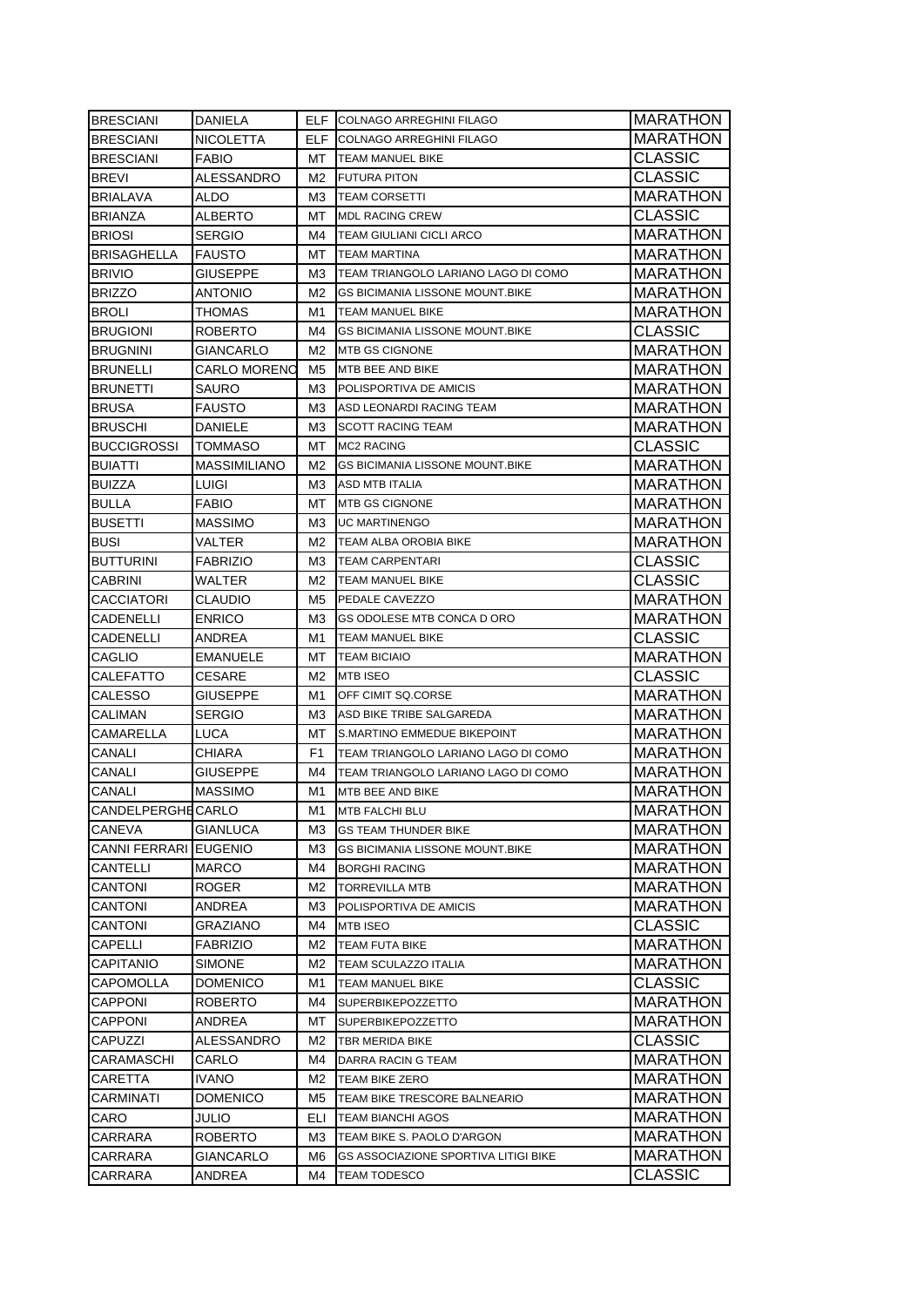| | | | | |
|---|---|---|---|---|
| BRESCIANI | DANIELA | ELF | COLNAGO ARREGHINI FILAGO | MARATHON |
| BRESCIANI | NICOLETTA | ELF | COLNAGO ARREGHINI FILAGO | MARATHON |
| BRESCIANI | FABIO | MT | TEAM MANUEL BIKE | CLASSIC |
| BREVI | ALESSANDRO | M2 | FUTURA PITON | CLASSIC |
| BRIALAVA | ALDO | M3 | TEAM CORSETTI | MARATHON |
| BRIANZA | ALBERTO | MT | MDL RACING CREW | CLASSIC |
| BRIOSI | SERGIO | M4 | TEAM GIULIANI CICLI ARCO | MARATHON |
| BRISAGHELLA | FAUSTO | MT | TEAM MARTINA | MARATHON |
| BRIVIO | GIUSEPPE | M3 | TEAM TRIANGOLO LARIANO LAGO DI COMO | MARATHON |
| BRIZZO | ANTONIO | M2 | GS BICIMANIA LISSONE MOUNT.BIKE | MARATHON |
| BROLI | THOMAS | M1 | TEAM MANUEL BIKE | MARATHON |
| BRUGIONI | ROBERTO | M4 | GS BICIMANIA LISSONE MOUNT.BIKE | CLASSIC |
| BRUGNINI | GIANCARLO | M2 | MTB GS CIGNONE | MARATHON |
| BRUNELLI | CARLO MORENO | M5 | MTB BEE AND BIKE | MARATHON |
| BRUNETTI | SAURO | M3 | POLISPORTIVA DE AMICIS | MARATHON |
| BRUSA | FAUSTO | M3 | ASD LEONARDI RACING TEAM | MARATHON |
| BRUSCHI | DANIELE | M3 | SCOTT RACING TEAM | MARATHON |
| BUCCIGROSSI | TOMMASO | MT | MC2 RACING | CLASSIC |
| BUIATTI | MASSIMILIANO | M2 | GS BICIMANIA LISSONE MOUNT.BIKE | MARATHON |
| BUIZZA | LUIGI | M3 | ASD MTB ITALIA | MARATHON |
| BULLA | FABIO | MT | MTB GS CIGNONE | MARATHON |
| BUSETTI | MASSIMO | M3 | UC MARTINENGO | MARATHON |
| BUSI | VALTER | M2 | TEAM ALBA OROBIA BIKE | MARATHON |
| BUTTURINI | FABRIZIO | M3 | TEAM CARPENTARI | CLASSIC |
| CABRINI | WALTER | M2 | TEAM MANUEL BIKE | CLASSIC |
| CACCIATORI | CLAUDIO | M5 | PEDALE CAVEZZO | MARATHON |
| CADENELLI | ENRICO | M3 | GS ODOLESE MTB CONCA D ORO | MARATHON |
| CADENELLI | ANDREA | M1 | TEAM MANUEL BIKE | CLASSIC |
| CAGLIO | EMANUELE | MT | TEAM BICIAIO | MARATHON |
| CALEFATTO | CESARE | M2 | MTB ISEO | CLASSIC |
| CALESSO | GIUSEPPE | M1 | OFF CIMIT SQ.CORSE | MARATHON |
| CALIMAN | SERGIO | M3 | ASD BIKE TRIBE SALGAREDA | MARATHON |
| CAMARELLA | LUCA | MT | S.MARTINO EMMEDUE BIKEPOINT | MARATHON |
| CANALI | CHIARA | F1 | TEAM TRIANGOLO LARIANO LAGO DI COMO | MARATHON |
| CANALI | GIUSEPPE | M4 | TEAM TRIANGOLO LARIANO LAGO DI COMO | MARATHON |
| CANALI | MASSIMO | M1 | MTB BEE AND BIKE | MARATHON |
| CANDELPERGHER | CARLO | M1 | MTB FALCHI BLU | MARATHON |
| CANEVA | GIANLUCA | M3 | GS TEAM THUNDER BIKE | MARATHON |
| CANNI FERRARI | EUGENIO | M3 | GS BICIMANIA LISSONE MOUNT.BIKE | MARATHON |
| CANTELLI | MARCO | M4 | BORGHI RACING | MARATHON |
| CANTONI | ROGER | M2 | TORREVILLA MTB | MARATHON |
| CANTONI | ANDREA | M3 | POLISPORTIVA DE AMICIS | MARATHON |
| CANTONI | GRAZIANO | M4 | MTB ISEO | CLASSIC |
| CAPELLI | FABRIZIO | M2 | TEAM FUTA BIKE | MARATHON |
| CAPITANIO | SIMONE | M2 | TEAM SCULAZZO ITALIA | MARATHON |
| CAPOMOLLA | DOMENICO | M1 | TEAM MANUEL BIKE | CLASSIC |
| CAPPONI | ROBERTO | M4 | SUPERBIKEPOZZETTO | MARATHON |
| CAPPONI | ANDREA | MT | SUPERBIKEPOZZETTO | MARATHON |
| CAPUZZI | ALESSANDRO | M2 | TBR MERIDA BIKE | CLASSIC |
| CARAMASCHI | CARLO | M4 | DARRA RACIN G TEAM | MARATHON |
| CARETTA | IVANO | M2 | TEAM BIKE ZERO | MARATHON |
| CARMINATI | DOMENICO | M5 | TEAM BIKE TRESCORE BALNEARIO | MARATHON |
| CARO | JULIO | ELI | TEAM BIANCHI AGOS | MARATHON |
| CARRARA | ROBERTO | M3 | TEAM BIKE S. PAOLO D'ARGON | MARATHON |
| CARRARA | GIANCARLO | M6 | GS ASSOCIAZIONE SPORTIVA LITIGI BIKE | MARATHON |
| CARRARA | ANDREA | M4 | TEAM TODESCO | CLASSIC |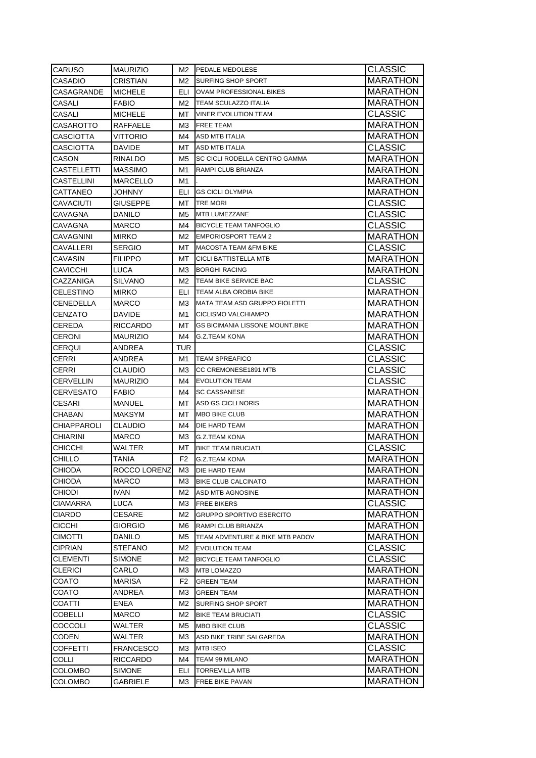| CARUSO | MAURIZIO | M2 | PEDALE MEDOLESE | CLASSIC |
|---|---|---|---|---|
| CASADIO | CRISTIAN | M2 | SURFING SHOP SPORT | MARATHON |
| CASAGRANDE | MICHELE | ELI | OVAM PROFESSIONAL BIKES | MARATHON |
| CASALI | FABIO | M2 | TEAM SCULAZZO ITALIA | MARATHON |
| CASALI | MICHELE | MT | VINER EVOLUTION TEAM | CLASSIC |
| CASAROTTO | RAFFAELE | M3 | FREE TEAM | MARATHON |
| CASCIOTTA | VITTORIO | M4 | ASD MTB ITALIA | MARATHON |
| CASCIOTTA | DAVIDE | MT | ASD MTB ITALIA | CLASSIC |
| CASON | RINALDO | M5 | SC CICLI RODELLA CENTRO GAMMA | MARATHON |
| CASTELLETTI | MASSIMO | M1 | RAMPI CLUB BRIANZA | MARATHON |
| CASTELLINI | MARCELLO | M1 | . | MARATHON |
| CATTANEO | JOHNNY | ELI | GS CICLI OLYMPIA | MARATHON |
| CAVACIUTI | GIUSEPPE | MT | TRE MORI | CLASSIC |
| CAVAGNA | DANILO | M5 | MTB LUMEZZANE | CLASSIC |
| CAVAGNA | MARCO | M4 | BICYCLE TEAM TANFOGLIO | CLASSIC |
| CAVAGNINI | MIRKO | M2 | EMPORIOSPORT TEAM 2 | MARATHON |
| CAVALLERI | SERGIO | MT | MACOSTA TEAM &FM BIKE | CLASSIC |
| CAVASIN | FILIPPO | MT | CICLI BATTISTELLA MTB | MARATHON |
| CAVICCHI | LUCA | M3 | BORGHI RACING | MARATHON |
| CAZZANIGA | SILVANO | M2 | TEAM BIKE SERVICE BAC | CLASSIC |
| CELESTINO | MIRKO | ELI | TEAM ALBA OROBIA BIKE | MARATHON |
| CENEDELLA | MARCO | M3 | MATA TEAM ASD GRUPPO FIOLETTI | MARATHON |
| CENZATO | DAVIDE | M1 | CICLISMO VALCHIAMPO | MARATHON |
| CEREDA | RICCARDO | MT | GS BICIMANIA LISSONE MOUNT.BIKE | MARATHON |
| CERONI | MAURIZIO | M4 | G.Z.TEAM KONA | MARATHON |
| CERQUI | ANDREA | TUR | | CLASSIC |
| CERRI | ANDREA | M1 | TEAM SPREAFICO | CLASSIC |
| CERRI | CLAUDIO | M3 | CC CREMONESE1891 MTB | CLASSIC |
| CERVELLIN | MAURIZIO | M4 | EVOLUTION TEAM | CLASSIC |
| CERVESATO | FABIO | M4 | SC CASSANESE | MARATHON |
| CESARI | MANUEL | MT | ASD GS CICLI NORIS | MARATHON |
| CHABAN | MAKSYM | MT | MBO BIKE CLUB | MARATHON |
| CHIAPPAROLI | CLAUDIO | M4 | DIE HARD TEAM | MARATHON |
| CHIARINI | MARCO | M3 | G.Z.TEAM KONA | MARATHON |
| CHICCHI | WALTER | MT | BIKE TEAM BRUCIATI | CLASSIC |
| CHILLO | TANIA | F2 | G.Z.TEAM KONA | MARATHON |
| CHIODA | ROCCO LORENZ | M3 | DIE HARD TEAM | MARATHON |
| CHIODA | MARCO | M3 | BIKE CLUB CALCINATO | MARATHON |
| CHIODI | IVAN | M2 | ASD MTB AGNOSINE | MARATHON |
| CIAMARRA | LUCA | M3 | FREE BIKERS | CLASSIC |
| CIARDO | CESARE | M2 | GRUPPO SPORTIVO ESERCITO | MARATHON |
| CICCHI | GIORGIO | M6 | RAMPI CLUB BRIANZA | MARATHON |
| CIMOTTI | DANILO | M5 | TEAM ADVENTURE & BIKE MTB PADOV | MARATHON |
| CIPRIAN | STEFANO | M2 | EVOLUTION TEAM | CLASSIC |
| CLEMENTI | SIMONE | M2 | BICYCLE TEAM TANFOGLIO | CLASSIC |
| CLERICI | CARLO | M3 | MTB LOMAZZO | MARATHON |
| COATO | MARISA | F2 | GREEN TEAM | MARATHON |
| COATO | ANDREA | M3 | GREEN TEAM | MARATHON |
| COATTI | ENEA | M2 | SURFING SHOP SPORT | MARATHON |
| COBELLI | MARCO | M2 | BIKE TEAM BRUCIATI | CLASSIC |
| COCCOLI | WALTER | M5 | MBO BIKE CLUB | CLASSIC |
| CODEN | WALTER | M3 | ASD BIKE TRIBE SALGAREDA | MARATHON |
| COFFETTI | FRANCESCO | M3 | MTB ISEO | CLASSIC |
| COLLI | RICCARDO | M4 | TEAM 99 MILANO | MARATHON |
| COLOMBO | SIMONE | ELI | TORREVILLA MTB | MARATHON |
| COLOMBO | GABRIELE | M3 | FREE BIKE PAVAN | MARATHON |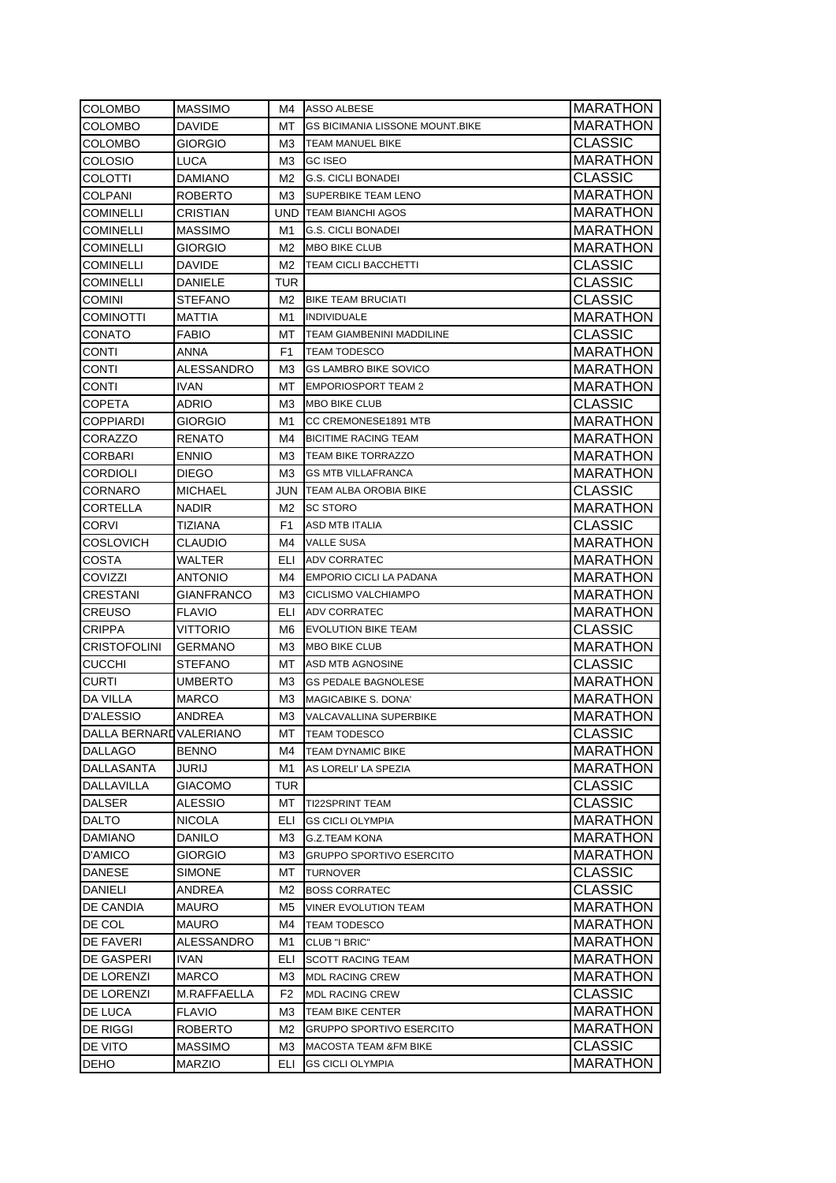| COLOMBO | MASSIMO | M4 | ASSO ALBESE | MARATHON |
|---|---|---|---|---|
| COLOMBO | DAVIDE | MT | GS BICIMANIA LISSONE MOUNT.BIKE | MARATHON |
| COLOMBO | GIORGIO | M3 | TEAM MANUEL BIKE | CLASSIC |
| COLOSIO | LUCA | M3 | GC ISEO | MARATHON |
| COLOTTI | DAMIANO | M2 | G.S. CICLI BONADEI | CLASSIC |
| COLPANI | ROBERTO | M3 | SUPERBIKE TEAM LENO | MARATHON |
| COMINELLI | CRISTIAN | UND | TEAM BIANCHI AGOS | MARATHON |
| COMINELLI | MASSIMO | M1 | G.S. CICLI BONADEI | MARATHON |
| COMINELLI | GIORGIO | M2 | MBO BIKE CLUB | MARATHON |
| COMINELLI | DAVIDE | M2 | TEAM CICLI BACCHETTI | CLASSIC |
| COMINELLI | DANIELE | TUR | | CLASSIC |
| COMINI | STEFANO | M2 | BIKE TEAM BRUCIATI | CLASSIC |
| COMINOTTI | MATTIA | M1 | INDIVIDUALE | MARATHON |
| CONATO | FABIO | MT | TEAM GIAMBENINI MADDILINE | CLASSIC |
| CONTI | ANNA | F1 | TEAM TODESCO | MARATHON |
| CONTI | ALESSANDRO | M3 | GS LAMBRO BIKE SOVICO | MARATHON |
| CONTI | IVAN | MT | EMPORIOSPORT TEAM 2 | MARATHON |
| COPETA | ADRIO | M3 | MBO BIKE CLUB | CLASSIC |
| COPPIARDI | GIORGIO | M1 | CC CREMONESE1891 MTB | MARATHON |
| CORAZZO | RENATO | M4 | BICITIME RACING TEAM | MARATHON |
| CORBARI | ENNIO | M3 | TEAM BIKE TORRAZZO | MARATHON |
| CORDIOLI | DIEGO | M3 | GS MTB VILLAFRANCA | MARATHON |
| CORNARO | MICHAEL | JUN | TEAM ALBA OROBIA BIKE | CLASSIC |
| CORTELLA | NADIR | M2 | SC STORO | MARATHON |
| CORVI | TIZIANA | F1 | ASD MTB ITALIA | CLASSIC |
| COSLOVICH | CLAUDIO | M4 | VALLE SUSA | MARATHON |
| COSTA | WALTER | ELI | ADV CORRATEC | MARATHON |
| COVIZZI | ANTONIO | M4 | EMPORIO CICLI LA PADANA | MARATHON |
| CRESTANI | GIANFRANCO | M3 | CICLISMO VALCHIAMPO | MARATHON |
| CREUSO | FLAVIO | ELI | ADV CORRATEC | MARATHON |
| CRIPPA | VITTORIO | M6 | EVOLUTION BIKE TEAM | CLASSIC |
| CRISTOFOLINI | GERMANO | M3 | MBO BIKE CLUB | MARATHON |
| CUCCHI | STEFANO | MT | ASD MTB AGNOSINE | CLASSIC |
| CURTI | UMBERTO | M3 | GS PEDALE BAGNOLESE | MARATHON |
| DA VILLA | MARCO | M3 | MAGICABIKE S. DONA' | MARATHON |
| D'ALESSIO | ANDREA | M3 | VALCAVALLINA SUPERBIKE | MARATHON |
| DALLA BERNARD | VALERIANO | MT | TEAM TODESCO | CLASSIC |
| DALLAGO | BENNO | M4 | TEAM DYNAMIC BIKE | MARATHON |
| DALLASANTA | JURIJ | M1 | AS LORELI' LA SPEZIA | MARATHON |
| DALLAVILLA | GIACOMO | TUR | | CLASSIC |
| DALSER | ALESSIO | MT | TI22SPRINT TEAM | CLASSIC |
| DALTO | NICOLA | ELI | GS CICLI OLYMPIA | MARATHON |
| DAMIANO | DANILO | M3 | G.Z.TEAM KONA | MARATHON |
| D'AMICO | GIORGIO | M3 | GRUPPO SPORTIVO ESERCITO | MARATHON |
| DANESE | SIMONE | MT | TURNOVER | CLASSIC |
| DANIELI | ANDREA | M2 | BOSS CORRATEC | CLASSIC |
| DE CANDIA | MAURO | M5 | VINER EVOLUTION TEAM | MARATHON |
| DE COL | MAURO | M4 | TEAM TODESCO | MARATHON |
| DE FAVERI | ALESSANDRO | M1 | CLUB "I BRIC" | MARATHON |
| DE GASPERI | IVAN | ELI | SCOTT RACING TEAM | MARATHON |
| DE LORENZI | MARCO | M3 | MDL RACING CREW | MARATHON |
| DE LORENZI | M.RAFFAELLA | F2 | MDL RACING CREW | CLASSIC |
| DE LUCA | FLAVIO | M3 | TEAM BIKE CENTER | MARATHON |
| DE RIGGI | ROBERTO | M2 | GRUPPO SPORTIVO ESERCITO | MARATHON |
| DE VITO | MASSIMO | M3 | MACOSTA TEAM &FM BIKE | CLASSIC |
| DEHO | MARZIO | ELI | GS CICLI OLYMPIA | MARATHON |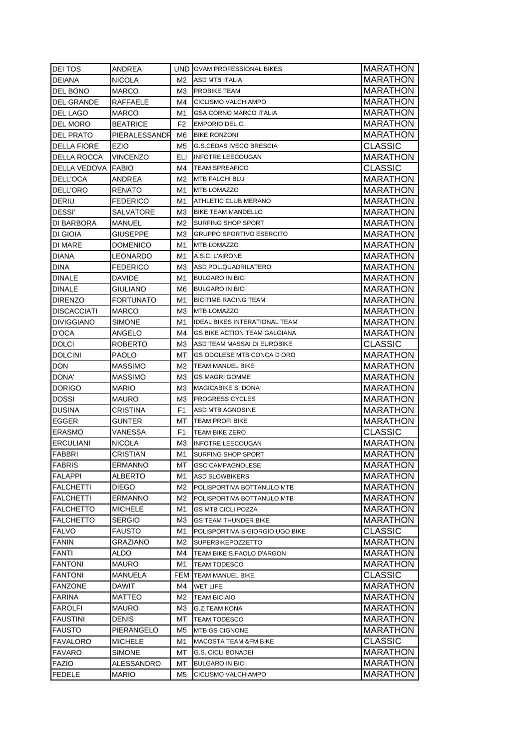| | | | | |
|---|---|---|---|---|
| DEI TOS | ANDREA | UND | OVAM PROFESSIONAL BIKES | MARATHON |
| DEIANA | NICOLA | M2 | ASD MTB ITALIA | MARATHON |
| DEL BONO | MARCO | M3 | PROBIKE TEAM | MARATHON |
| DEL GRANDE | RAFFAELE | M4 | CICLISMO VALCHIAMPO | MARATHON |
| DEL LAGO | MARCO | M1 | GSA CORNO MARCO ITALIA | MARATHON |
| DEL MORO | BEATRICE | F2 | EMPORIO DEL C. | MARATHON |
| DEL PRATO | PIERALESSANDR | M6 | BIKE RONZONI | MARATHON |
| DELLA FIORE | EZIO | M5 | G.S.CEDAS IVECO BRESCIA | CLASSIC |
| DELLA ROCCA | VINCENZO | ELI | INFOTRE LEECOUGAN | MARATHON |
| DELLA VEDOVA | FABIO | M4 | TEAM SPREAFICO | CLASSIC |
| DELL'OCA | ANDREA | M2 | MTB FALCHI BLU | MARATHON |
| DELL'ORO | RENATO | M1 | MTB LOMAZZO | MARATHON |
| DERIU | FEDERICO | M1 | ATHLETIC CLUB MERANO | MARATHON |
| DESSI' | SALVATORE | M3 | BIKE TEAM MANDELLO | MARATHON |
| DI BARBORA | MANUEL | M2 | SURFING SHOP SPORT | MARATHON |
| DI GIOIA | GIUSEPPE | M3 | GRUPPO SPORTIVO ESERCITO | MARATHON |
| DI MARE | DOMENICO | M1 | MTB LOMAZZO | MARATHON |
| DIANA | LEONARDO | M1 | A.S.C. L'AIRONE | MARATHON |
| DINA | FEDERICO | M3 | ASD POL.QUADRILATERO | MARATHON |
| DINALE | DAVIDE | M1 | BULGARO IN BICI | MARATHON |
| DINALE | GIULIANO | M6 | BULGARO IN BICI | MARATHON |
| DIRENZO | FORTUNATO | M1 | BICITIME RACING TEAM | MARATHON |
| DISCACCIATI | MARCO | M3 | MTB LOMAZZO | MARATHON |
| DIVIGGIANO | SIMONE | M1 | IDEAL BIKES INTERATIONAL TEAM | MARATHON |
| D'OCA | ANGELO | M4 | GS BIKE ACTION TEAM GALGIANA | MARATHON |
| DOLCI | ROBERTO | M3 | ASD TEAM MASSAI DI EUROBIKE | CLASSIC |
| DOLCINI | PAOLO | MT | GS ODOLESE MTB CONCA D ORO | MARATHON |
| DON | MASSIMO | M2 | TEAM MANUEL BIKE | MARATHON |
| DONA' | MASSIMO | M3 | GS MAGRI GOMME | MARATHON |
| DORIGO | MARIO | M3 | MAGICABIKE S. DONA' | MARATHON |
| DOSSI | MAURO | M3 | PROGRESS CYCLES | MARATHON |
| DUSINA | CRISTINA | F1 | ASD MTB AGNOSINE | MARATHON |
| EGGER | GUNTER | MT | TEAM PROFI BIKE | MARATHON |
| ERASMO | VANESSA | F1 | TEAM BIKE ZERO | CLASSIC |
| ERCULIANI | NICOLA | M3 | INFOTRE LEECOUGAN | MARATHON |
| FABBRI | CRISTIAN | M1 | SURFING SHOP SPORT | MARATHON |
| FABRIS | ERMANNO | MT | GSC CAMPAGNOLESE | MARATHON |
| FALAPPI | ALBERTO | M1 | ASD SLOWBIKERS | MARATHON |
| FALCHETTI | DIEGO | M2 | POLISPORTIVA BOTTANULO MTB | MARATHON |
| FALCHETTI | ERMANNO | M2 | POLISPORTIVA BOTTANULO MTB | MARATHON |
| FALCHETTO | MICHELE | M1 | GS MTB CICLI POZZA | MARATHON |
| FALCHETTO | SERGIO | M3 | GS TEAM THUNDER BIKE | MARATHON |
| FALVO | FAUSTO | M1 | POLISPORTIVA S.GIORGIO UGO BIKE | CLASSIC |
| FANIN | GRAZIANO | M2 | SUPERBIKEPOZZETTO | MARATHON |
| FANTI | ALDO | M4 | TEAM BIKE S.PAOLO D'ARGON | MARATHON |
| FANTONI | MAURO | M1 | TEAM TODESCO | MARATHON |
| FANTONI | MANUELA | FEM | TEAM MANUEL BIKE | CLASSIC |
| FANZONE | DAWIT | M4 | WET LIFE | MARATHON |
| FARINA | MATTEO | M2 | TEAM BICIAIO | MARATHON |
| FAROLFI | MAURO | M3 | G.Z.TEAM KONA | MARATHON |
| FAUSTINI | DENIS | MT | TEAM TODESCO | MARATHON |
| FAUSTO | PIERANGELO | M5 | MTB GS CIGNONE | MARATHON |
| FAVALORO | MICHELE | M1 | MACOSTA TEAM &FM BIKE | CLASSIC |
| FAVARO | SIMONE | MT | G.S. CICLI BONADEI | MARATHON |
| FAZIO | ALESSANDRO | MT | BULGARO IN BICI | MARATHON |
| FEDELE | MARIO | M5 | CICLISMO VALCHIAMPO | MARATHON |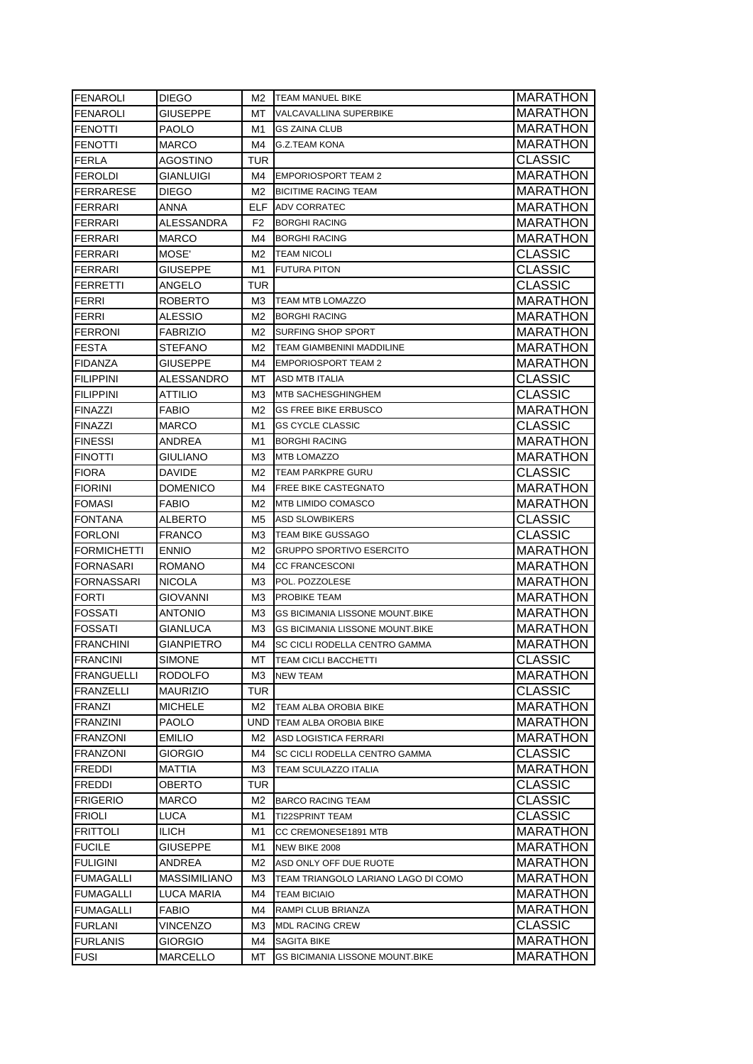| | | | | |
|---|---|---|---|---|
| FENAROLI | DIEGO | M2 | TEAM MANUEL BIKE | MARATHON |
| FENAROLI | GIUSEPPE | MT | VALCAVALLINA SUPERBIKE | MARATHON |
| FENOTTI | PAOLO | M1 | GS ZAINA CLUB | MARATHON |
| FENOTTI | MARCO | M4 | G.Z.TEAM KONA | MARATHON |
| FERLA | AGOSTINO | TUR | | CLASSIC |
| FEROLDI | GIANLUIGI | M4 | EMPORIOSPORT TEAM 2 | MARATHON |
| FERRARESE | DIEGO | M2 | BICITIME RACING TEAM | MARATHON |
| FERRARI | ANNA | ELF | ADV CORRATEC | MARATHON |
| FERRARI | ALESSANDRA | F2 | BORGHI RACING | MARATHON |
| FERRARI | MARCO | M4 | BORGHI RACING | MARATHON |
| FERRARI | MOSE' | M2 | TEAM NICOLI | CLASSIC |
| FERRARI | GIUSEPPE | M1 | FUTURA PITON | CLASSIC |
| FERRETTI | ANGELO | TUR | | CLASSIC |
| FERRI | ROBERTO | M3 | TEAM MTB LOMAZZO | MARATHON |
| FERRI | ALESSIO | M2 | BORGHI RACING | MARATHON |
| FERRONI | FABRIZIO | M2 | SURFING SHOP SPORT | MARATHON |
| FESTA | STEFANO | M2 | TEAM GIAMBENINI MADDILINE | MARATHON |
| FIDANZA | GIUSEPPE | M4 | EMPORIOSPORT TEAM 2 | MARATHON |
| FILIPPINI | ALESSANDRO | MT | ASD MTB ITALIA | CLASSIC |
| FILIPPINI | ATTILIO | M3 | MTB SACHESGHINGHEM | CLASSIC |
| FINAZZI | FABIO | M2 | GS FREE BIKE ERBUSCO | MARATHON |
| FINAZZI | MARCO | M1 | GS CYCLE CLASSIC | CLASSIC |
| FINESSI | ANDREA | M1 | BORGHI RACING | MARATHON |
| FINOTTI | GIULIANO | M3 | MTB LOMAZZO | MARATHON |
| FIORA | DAVIDE | M2 | TEAM PARKPRE GURU | CLASSIC |
| FIORINI | DOMENICO | M4 | FREE BIKE CASTEGNATO | MARATHON |
| FOMASI | FABIO | M2 | MTB LIMIDO COMASCO | MARATHON |
| FONTANA | ALBERTO | M5 | ASD SLOWBIKERS | CLASSIC |
| FORLONI | FRANCO | M3 | TEAM BIKE GUSSAGO | CLASSIC |
| FORMICHETTI | ENNIO | M2 | GRUPPO SPORTIVO ESERCITO | MARATHON |
| FORNASARI | ROMANO | M4 | CC FRANCESCONI | MARATHON |
| FORNASSARI | NICOLA | M3 | POL. POZZOLESE | MARATHON |
| FORTI | GIOVANNI | M3 | PROBIKE TEAM | MARATHON |
| FOSSATI | ANTONIO | M3 | GS BICIMANIA LISSONE MOUNT.BIKE | MARATHON |
| FOSSATI | GIANLUCA | M3 | GS BICIMANIA LISSONE MOUNT.BIKE | MARATHON |
| FRANCHINI | GIANPIETRO | M4 | SC CICLI RODELLA CENTRO GAMMA | MARATHON |
| FRANCINI | SIMONE | MT | TEAM CICLI BACCHETTI | CLASSIC |
| FRANGUELLI | RODOLFO | M3 | NEW TEAM | MARATHON |
| FRANZELLI | MAURIZIO | TUR | | CLASSIC |
| FRANZI | MICHELE | M2 | TEAM ALBA OROBIA BIKE | MARATHON |
| FRANZINI | PAOLO | UND | TEAM ALBA OROBIA BIKE | MARATHON |
| FRANZONI | EMILIO | M2 | ASD LOGISTICA FERRARI | MARATHON |
| FRANZONI | GIORGIO | M4 | SC CICLI RODELLA CENTRO GAMMA | CLASSIC |
| FREDDI | MATTIA | M3 | TEAM SCULAZZO ITALIA | MARATHON |
| FREDDI | OBERTO | TUR | | CLASSIC |
| FRIGERIO | MARCO | M2 | BARCO RACING TEAM | CLASSIC |
| FRIOLI | LUCA | M1 | TI22SPRINT TEAM | CLASSIC |
| FRITTOLI | ILICH | M1 | CC CREMONESE1891 MTB | MARATHON |
| FUCILE | GIUSEPPE | M1 | NEW BIKE 2008 | MARATHON |
| FULIGINI | ANDREA | M2 | ASD ONLY OFF DUE RUOTE | MARATHON |
| FUMAGALLI | MASSIMILIANO | M3 | TEAM TRIANGOLO LARIANO LAGO DI COMO | MARATHON |
| FUMAGALLI | LUCA MARIA | M4 | TEAM BICIAIO | MARATHON |
| FUMAGALLI | FABIO | M4 | RAMPI CLUB BRIANZA | MARATHON |
| FURLANI | VINCENZO | M3 | MDL RACING CREW | CLASSIC |
| FURLANIS | GIORGIO | M4 | SAGITA BIKE | MARATHON |
| FUSI | MARCELLO | MT | GS BICIMANIA LISSONE MOUNT.BIKE | MARATHON |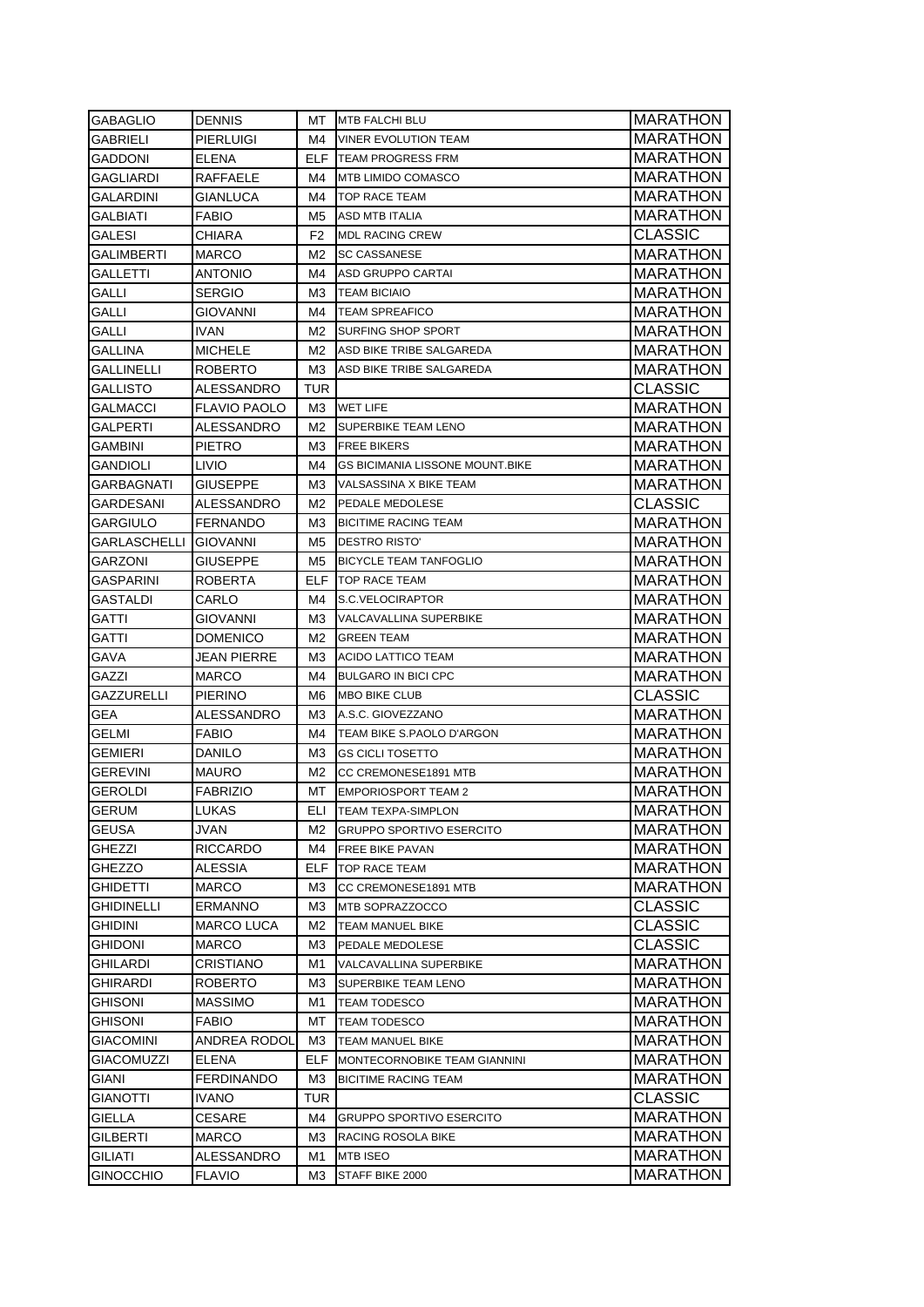| GABAGLIO | DENNIS | MT | MTB FALCHI BLU | MARATHON |
|---|---|---|---|---|
| GABRIELI | PIERLUIGI | M4 | VINER EVOLUTION TEAM | MARATHON |
| GADDONI | ELENA | ELF | TEAM PROGRESS FRM | MARATHON |
| GAGLIARDI | RAFFAELE | M4 | MTB LIMIDO COMASCO | MARATHON |
| GALARDINI | GIANLUCA | M4 | TOP RACE TEAM | MARATHON |
| GALBIATI | FABIO | M5 | ASD MTB ITALIA | MARATHON |
| GALESI | CHIARA | F2 | MDL RACING CREW | CLASSIC |
| GALIMBERTI | MARCO | M2 | SC CASSANESE | MARATHON |
| GALLETTI | ANTONIO | M4 | ASD GRUPPO CARTAI | MARATHON |
| GALLI | SERGIO | M3 | TEAM BICIAIO | MARATHON |
| GALLI | GIOVANNI | M4 | TEAM SPREAFICO | MARATHON |
| GALLI | IVAN | M2 | SURFING SHOP SPORT | MARATHON |
| GALLINA | MICHELE | M2 | ASD BIKE TRIBE SALGAREDA | MARATHON |
| GALLINELLI | ROBERTO | M3 | ASD BIKE TRIBE SALGAREDA | MARATHON |
| GALLISTO | ALESSANDRO | TUR | | CLASSIC |
| GALMACCI | FLAVIO PAOLO | M3 | WET LIFE | MARATHON |
| GALPERTI | ALESSANDRO | M2 | SUPERBIKE TEAM LENO | MARATHON |
| GAMBINI | PIETRO | M3 | FREE BIKERS | MARATHON |
| GANDIOLI | LIVIO | M4 | GS BICIMANIA LISSONE MOUNT.BIKE | MARATHON |
| GARBAGNATI | GIUSEPPE | M3 | VALSASSINA X BIKE TEAM | MARATHON |
| GARDESANI | ALESSANDRO | M2 | PEDALE MEDOLESE | CLASSIC |
| GARGIULO | FERNANDO | M3 | BICITIME RACING TEAM | MARATHON |
| GARLASCHELLI | GIOVANNI | M5 | DESTRO RISTO' | MARATHON |
| GARZONI | GIUSEPPE | M5 | BICYCLE TEAM TANFOGLIO | MARATHON |
| GASPARINI | ROBERTA | ELF | TOP RACE TEAM | MARATHON |
| GASTALDI | CARLO | M4 | S.C.VELOCIRAPTOR | MARATHON |
| GATTI | GIOVANNI | M3 | VALCAVALLINA SUPERBIKE | MARATHON |
| GATTI | DOMENICO | M2 | GREEN TEAM | MARATHON |
| GAVA | JEAN PIERRE | M3 | ACIDO LATTICO TEAM | MARATHON |
| GAZZI | MARCO | M4 | BULGARO IN BICI CPC | MARATHON |
| GAZZURELLI | PIERINO | M6 | MBO BIKE CLUB | CLASSIC |
| GEA | ALESSANDRO | M3 | A.S.C. GIOVEZZANO | MARATHON |
| GELMI | FABIO | M4 | TEAM BIKE S.PAOLO D'ARGON | MARATHON |
| GEMIERI | DANILO | M3 | GS CICLI TOSETTO | MARATHON |
| GEREVINI | MAURO | M2 | CC CREMONESE1891 MTB | MARATHON |
| GEROLDI | FABRIZIO | MT | EMPORIOSPORT TEAM 2 | MARATHON |
| GERUM | LUKAS | ELI | TEAM TEXPA-SIMPLON | MARATHON |
| GEUSA | JVAN | M2 | GRUPPO SPORTIVO ESERCITO | MARATHON |
| GHEZZI | RICCARDO | M4 | FREE BIKE PAVAN | MARATHON |
| GHEZZO | ALESSIA | ELF | TOP RACE TEAM | MARATHON |
| GHIDETTI | MARCO | M3 | CC CREMONESE1891 MTB | MARATHON |
| GHIDINELLI | ERMANNO | M3 | MTB SOPRAZZOCCO | CLASSIC |
| GHIDINI | MARCO LUCA | M2 | TEAM MANUEL BIKE | CLASSIC |
| GHIDONI | MARCO | M3 | PEDALE MEDOLESE | CLASSIC |
| GHILARDI | CRISTIANO | M1 | VALCAVALLINA SUPERBIKE | MARATHON |
| GHIRARDI | ROBERTO | M3 | SUPERBIKE TEAM LENO | MARATHON |
| GHISONI | MASSIMO | M1 | TEAM TODESCO | MARATHON |
| GHISONI | FABIO | MT | TEAM TODESCO | MARATHON |
| GIACOMINI | ANDREA RODOL | M3 | TEAM MANUEL BIKE | MARATHON |
| GIACOMUZZI | ELENA | ELF | MONTECORNOBIKE TEAM GIANNINI | MARATHON |
| GIANI | FERDINANDO | M3 | BICITIME RACING TEAM | MARATHON |
| GIANOTTI | IVANO | TUR | | CLASSIC |
| GIELLA | CESARE | M4 | GRUPPO SPORTIVO ESERCITO | MARATHON |
| GILBERTI | MARCO | M3 | RACING ROSOLA BIKE | MARATHON |
| GILIATI | ALESSANDRO | M1 | MTB ISEO | MARATHON |
| GINOCCHIO | FLAVIO | M3 | STAFF BIKE 2000 | MARATHON |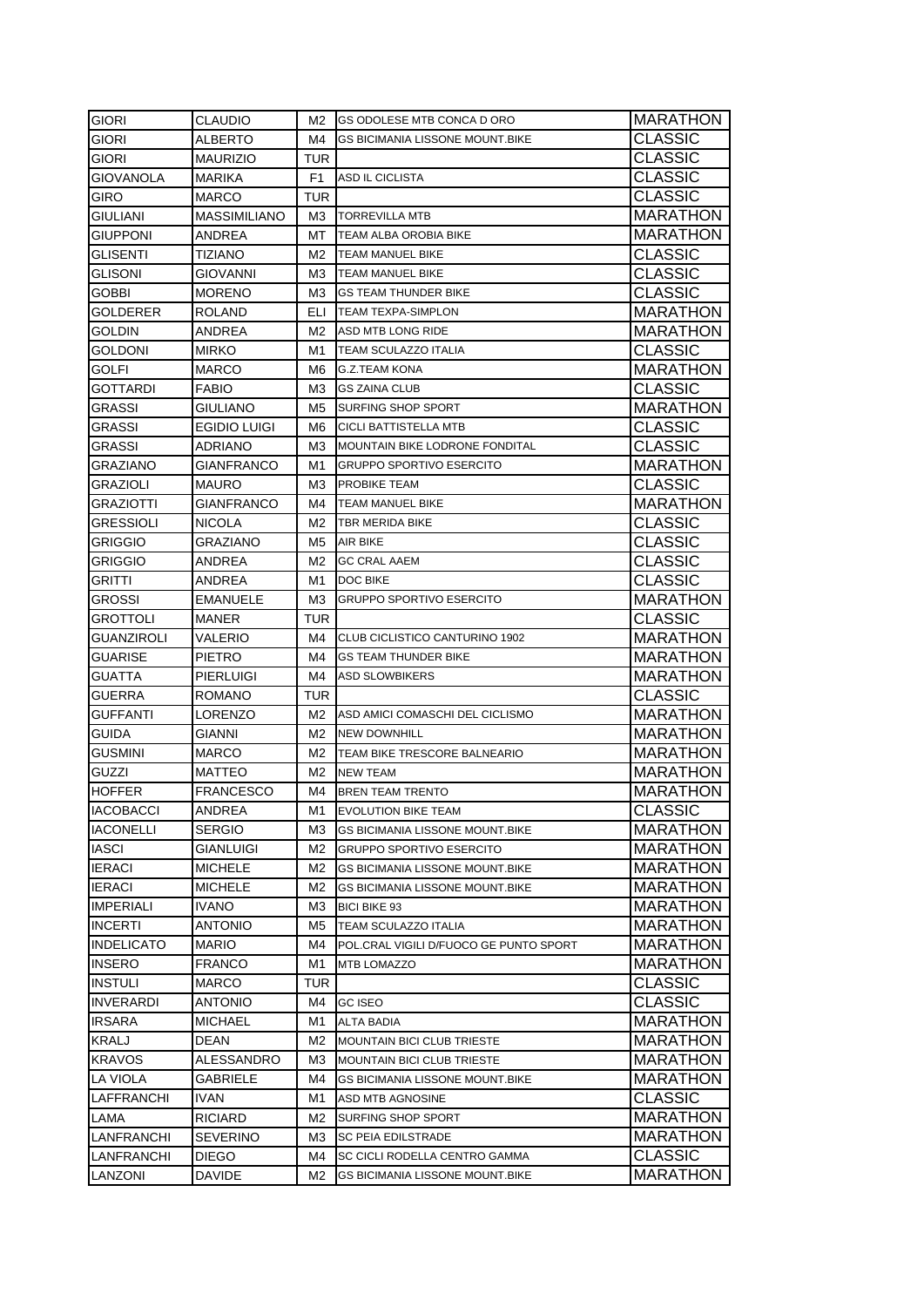| GIORI | CLAUDIO | M2 | GS ODOLESE MTB CONCA D ORO | MARATHON |
|---|---|---|---|---|
| GIORI | ALBERTO | M4 | GS BICIMANIA LISSONE MOUNT.BIKE | CLASSIC |
| GIORI | MAURIZIO | TUR | | CLASSIC |
| GIOVANOLA | MARIKA | F1 | ASD IL CICLISTA | CLASSIC |
| GIRO | MARCO | TUR | | CLASSIC |
| GIULIANI | MASSIMILIANO | M3 | TORREVILLA MTB | MARATHON |
| GIUPPONI | ANDREA | MT | TEAM ALBA OROBIA BIKE | MARATHON |
| GLISENTI | TIZIANO | M2 | TEAM MANUEL BIKE | CLASSIC |
| GLISONI | GIOVANNI | M3 | TEAM MANUEL BIKE | CLASSIC |
| GOBBI | MORENO | M3 | GS TEAM THUNDER BIKE | CLASSIC |
| GOLDERER | ROLAND | ELI | TEAM TEXPA-SIMPLON | MARATHON |
| GOLDIN | ANDREA | M2 | ASD MTB LONG RIDE | MARATHON |
| GOLDONI | MIRKO | M1 | TEAM SCULAZZO ITALIA | CLASSIC |
| GOLFI | MARCO | M6 | G.Z.TEAM KONA | MARATHON |
| GOTTARDI | FABIO | M3 | GS ZAINA CLUB | CLASSIC |
| GRASSI | GIULIANO | M5 | SURFING SHOP SPORT | MARATHON |
| GRASSI | EGIDIO LUIGI | M6 | CICLI BATTISTELLA MTB | CLASSIC |
| GRASSI | ADRIANO | M3 | MOUNTAIN BIKE LODRONE FONDITAL | CLASSIC |
| GRAZIANO | GIANFRANCO | M1 | GRUPPO SPORTIVO ESERCITO | MARATHON |
| GRAZIOLI | MAURO | M3 | PROBIKE TEAM | CLASSIC |
| GRAZIOTTI | GIANFRANCO | M4 | TEAM MANUEL BIKE | MARATHON |
| GRESSIOLI | NICOLA | M2 | TBR MERIDA BIKE | CLASSIC |
| GRIGGIO | GRAZIANO | M5 | AIR BIKE | CLASSIC |
| GRIGGIO | ANDREA | M2 | GC CRAL AAEM | CLASSIC |
| GRITTI | ANDREA | M1 | DOC BIKE | CLASSIC |
| GROSSI | EMANUELE | M3 | GRUPPO SPORTIVO ESERCITO | MARATHON |
| GROTTOLI | MANER | TUR | | CLASSIC |
| GUANZIROLI | VALERIO | M4 | CLUB CICLISTICO CANTURINO 1902 | MARATHON |
| GUARISE | PIETRO | M4 | GS TEAM THUNDER BIKE | MARATHON |
| GUATTA | PIERLUIGI | M4 | ASD SLOWBIKERS | MARATHON |
| GUERRA | ROMANO | TUR | | CLASSIC |
| GUFFANTI | LORENZO | M2 | ASD AMICI COMASCHI DEL CICLISMO | MARATHON |
| GUIDA | GIANNI | M2 | NEW DOWNHILL | MARATHON |
| GUSMINI | MARCO | M2 | TEAM BIKE TRESCORE BALNEARIO | MARATHON |
| GUZZI | MATTEO | M2 | NEW TEAM | MARATHON |
| HOFFER | FRANCESCO | M4 | BREN TEAM TRENTO | MARATHON |
| IACOBACCI | ANDREA | M1 | EVOLUTION BIKE TEAM | CLASSIC |
| IACONELLI | SERGIO | M3 | GS BICIMANIA LISSONE MOUNT.BIKE | MARATHON |
| IASCI | GIANLUIGI | M2 | GRUPPO SPORTIVO ESERCITO | MARATHON |
| IERACI | MICHELE | M2 | GS BICIMANIA LISSONE MOUNT.BIKE | MARATHON |
| IERACI | MICHELE | M2 | GS BICIMANIA LISSONE MOUNT.BIKE | MARATHON |
| IMPERIALI | IVANO | M3 | BICI BIKE 93 | MARATHON |
| INCERTI | ANTONIO | M5 | TEAM SCULAZZO ITALIA | MARATHON |
| INDELICATO | MARIO | M4 | POL.CRAL VIGILI D/FUOCO GE PUNTO SPORT | MARATHON |
| INSERO | FRANCO | M1 | MTB LOMAZZO | MARATHON |
| INSTULI | MARCO | TUR | | CLASSIC |
| INVERARDI | ANTONIO | M4 | GC ISEO | CLASSIC |
| IRSARA | MICHAEL | M1 | ALTA BADIA | MARATHON |
| KRALJ | DEAN | M2 | MOUNTAIN BICI CLUB TRIESTE | MARATHON |
| KRAVOS | ALESSANDRO | M3 | MOUNTAIN BICI CLUB TRIESTE | MARATHON |
| LA VIOLA | GABRIELE | M4 | GS BICIMANIA LISSONE MOUNT.BIKE | MARATHON |
| LAFFRANCHI | IVAN | M1 | ASD MTB AGNOSINE | CLASSIC |
| LAMA | RICIARD | M2 | SURFING SHOP SPORT | MARATHON |
| LANFRANCHI | SEVERINO | M3 | SC PEIA EDILSTRADE | MARATHON |
| LANFRANCHI | DIEGO | M4 | SC CICLI RODELLA CENTRO GAMMA | CLASSIC |
| LANZONI | DAVIDE | M2 | GS BICIMANIA LISSONE MOUNT.BIKE | MARATHON |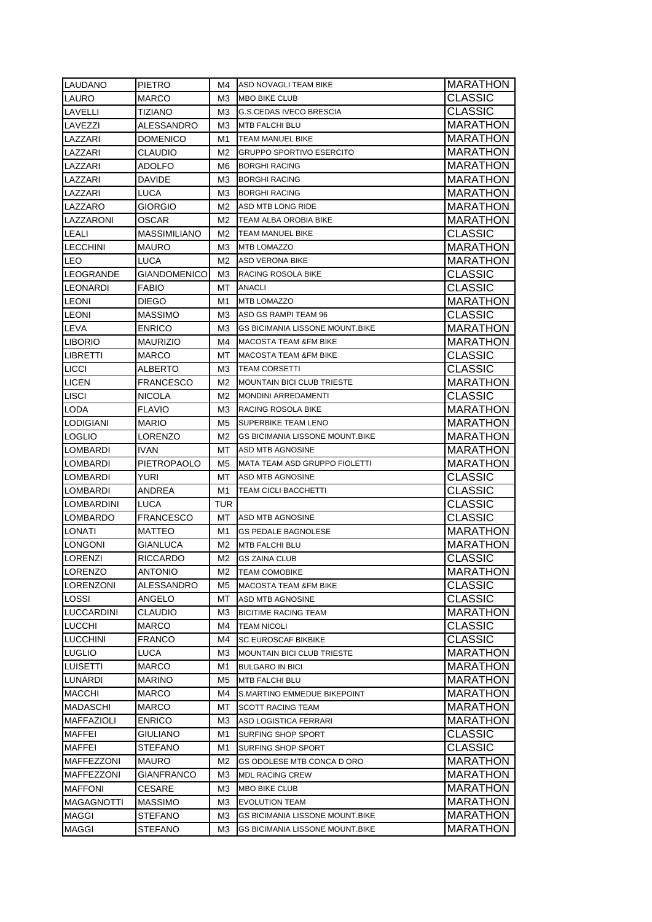| LAUDANO | PIETRO | M4 | ASD NOVAGLI TEAM BIKE | MARATHON |
|---|---|---|---|---|
| LAURO | MARCO | M3 | MBO BIKE CLUB | CLASSIC |
| LAVELLI | TIZIANO | M3 | G.S.CEDAS IVECO BRESCIA | CLASSIC |
| LAVEZZI | ALESSANDRO | M3 | MTB FALCHI BLU | MARATHON |
| LAZZARI | DOMENICO | M1 | TEAM MANUEL BIKE | MARATHON |
| LAZZARI | CLAUDIO | M2 | GRUPPO SPORTIVO ESERCITO | MARATHON |
| LAZZARI | ADOLFO | M6 | BORGHI RACING | MARATHON |
| LAZZARI | DAVIDE | M3 | BORGHI RACING | MARATHON |
| LAZZARI | LUCA | M3 | BORGHI RACING | MARATHON |
| LAZZARO | GIORGIO | M2 | ASD MTB LONG RIDE | MARATHON |
| LAZZARONI | OSCAR | M2 | TEAM ALBA OROBIA BIKE | MARATHON |
| LEALI | MASSIMILIANO | M2 | TEAM MANUEL BIKE | CLASSIC |
| LECCHINI | MAURO | M3 | MTB LOMAZZO | MARATHON |
| LEO | LUCA | M2 | ASD VERONA BIKE | MARATHON |
| LEOGRANDE | GIANDOMENICO | M3 | RACING ROSOLA BIKE | CLASSIC |
| LEONARDI | FABIO | MT | ANACLI | CLASSIC |
| LEONI | DIEGO | M1 | MTB LOMAZZO | MARATHON |
| LEONI | MASSIMO | M3 | ASD GS RAMPI TEAM 96 | CLASSIC |
| LEVA | ENRICO | M3 | GS BICIMANIA LISSONE MOUNT.BIKE | MARATHON |
| LIBORIO | MAURIZIO | M4 | MACOSTA TEAM &FM BIKE | MARATHON |
| LIBRETTI | MARCO | MT | MACOSTA TEAM &FM BIKE | CLASSIC |
| LICCI | ALBERTO | M3 | TEAM CORSETTI | CLASSIC |
| LICEN | FRANCESCO | M2 | MOUNTAIN BICI CLUB TRIESTE | MARATHON |
| LISCI | NICOLA | M2 | MONDINI ARREDAMENTI | CLASSIC |
| LODA | FLAVIO | M3 | RACING ROSOLA BIKE | MARATHON |
| LODIGIANI | MARIO | M5 | SUPERBIKE TEAM LENO | MARATHON |
| LOGLIO | LORENZO | M2 | GS BICIMANIA LISSONE MOUNT.BIKE | MARATHON |
| LOMBARDI | IVAN | MT | ASD MTB AGNOSINE | MARATHON |
| LOMBARDI | PIETROPAOLO | M5 | MATA TEAM ASD GRUPPO FIOLETTI | MARATHON |
| LOMBARDI | YURI | MT | ASD MTB AGNOSINE | CLASSIC |
| LOMBARDI | ANDREA | M1 | TEAM CICLI BACCHETTI | CLASSIC |
| LOMBARDINI | LUCA | TUR | | CLASSIC |
| LOMBARDO | FRANCESCO | MT | ASD MTB AGNOSINE | CLASSIC |
| LONATI | MATTEO | M1 | GS PEDALE BAGNOLESE | MARATHON |
| LONGONI | GIANLUCA | M2 | MTB FALCHI BLU | MARATHON |
| LORENZI | RICCARDO | M2 | GS ZAINA CLUB | CLASSIC |
| LORENZO | ANTONIO | M2 | TEAM COMOBIKE | MARATHON |
| LORENZONI | ALESSANDRO | M5 | MACOSTA TEAM &FM BIKE | CLASSIC |
| LOSSI | ANGELO | MT | ASD MTB AGNOSINE | CLASSIC |
| LUCCARDINI | CLAUDIO | M3 | BICITIME RACING TEAM | MARATHON |
| LUCCHI | MARCO | M4 | TEAM NICOLI | CLASSIC |
| LUCCHINI | FRANCO | M4 | SC EUROSCAF BIKBIKE | CLASSIC |
| LUGLIO | LUCA | M3 | MOUNTAIN BICI CLUB TRIESTE | MARATHON |
| LUISETTI | MARCO | M1 | BULGARO IN BICI | MARATHON |
| LUNARDI | MARINO | M5 | MTB FALCHI BLU | MARATHON |
| MACCHI | MARCO | M4 | S.MARTINO EMMEDUE BIKEPOINT | MARATHON |
| MADASCHI | MARCO | MT | SCOTT RACING TEAM | MARATHON |
| MAFFAZIOLI | ENRICO | M3 | ASD LOGISTICA FERRARI | MARATHON |
| MAFFEI | GIULIANO | M1 | SURFING SHOP SPORT | CLASSIC |
| MAFFEI | STEFANO | M1 | SURFING SHOP SPORT | CLASSIC |
| MAFFEZZONI | MAURO | M2 | GS ODOLESE MTB CONCA D ORO | MARATHON |
| MAFFEZZONI | GIANFRANCO | M3 | MDL RACING CREW | MARATHON |
| MAFFONI | CESARE | M3 | MBO BIKE CLUB | MARATHON |
| MAGAGNOTTI | MASSIMO | M3 | EVOLUTION TEAM | MARATHON |
| MAGGI | STEFANO | M3 | GS BICIMANIA LISSONE MOUNT.BIKE | MARATHON |
| MAGGI | STEFANO | M3 | GS BICIMANIA LISSONE MOUNT.BIKE | MARATHON |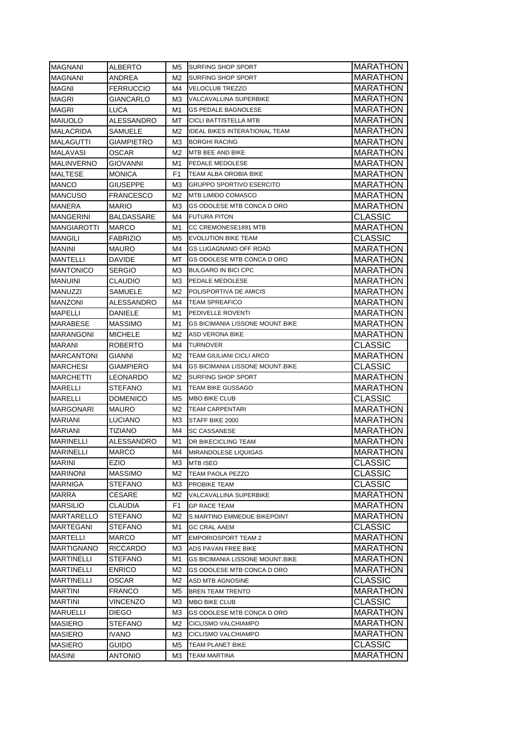| | | | | |
|---|---|---|---|---|
| MAGNANI | ALBERTO | M5 | SURFING SHOP SPORT | MARATHON |
| MAGNANI | ANDREA | M2 | SURFING SHOP SPORT | MARATHON |
| MAGNI | FERRUCCIO | M4 | VELOCLUB TREZZO | MARATHON |
| MAGRI | GIANCARLO | M3 | VALCAVALLINA SUPERBIKE | MARATHON |
| MAGRI | LUCA | M1 | GS PEDALE BAGNOLESE | MARATHON |
| MAIUOLO | ALESSANDRO | MT | CICLI BATTISTELLA MTB | MARATHON |
| MALACRIDA | SAMUELE | M2 | IDEAL BIKES INTERATIONAL TEAM | MARATHON |
| MALAGUTTI | GIAMPIETRO | M3 | BORGHI RACING | MARATHON |
| MALAVASI | OSCAR | M2 | MTB BEE AND BIKE | MARATHON |
| MALINVERNO | GIOVANNI | M1 | PEDALE MEDOLESE | MARATHON |
| MALTESE | MONICA | F1 | TEAM ALBA OROBIA BIKE | MARATHON |
| MANCO | GIUSEPPE | M3 | GRUPPO SPORTIVO ESERCITO | MARATHON |
| MANCUSO | FRANCESCO | M2 | MTB LIMIDO COMASCO | MARATHON |
| MANERA | MARIO | M3 | GS ODOLESE MTB CONCA D ORO | MARATHON |
| MANGERINI | BALDASSARE | M4 | FUTURA PITON | CLASSIC |
| MANGIAROTTI | MARCO | M1 | CC CREMONESE1891 MTB | MARATHON |
| MANGILI | FABRIZIO | M5 | EVOLUTION BIKE TEAM | CLASSIC |
| MANINI | MAURO | M4 | GS LUGAGNANO OFF ROAD | MARATHON |
| MANTELLI | DAVIDE | MT | GS ODOLESE MTB CONCA D ORO | MARATHON |
| MANTONICO | SERGIO | M3 | BULGARO IN BICI CPC | MARATHON |
| MANUINI | CLAUDIO | M3 | PEDALE MEDOLESE | MARATHON |
| MANUZZI | SAMUELE | M2 | POLISPORTIVA DE AMICIS | MARATHON |
| MANZONI | ALESSANDRO | M4 | TEAM SPREAFICO | MARATHON |
| MAPELLI | DANIELE | M1 | PEDIVELLE ROVENTI | MARATHON |
| MARABESE | MASSIMO | M1 | GS BICIMANIA LISSONE MOUNT.BIKE | MARATHON |
| MARANGONI | MICHELE | M2 | ASD VERONA BIKE | MARATHON |
| MARANI | ROBERTO | M4 | TURNOVER | CLASSIC |
| MARCANTONI | GIANNI | M2 | TEAM GIULIANI CICLI ARCO | MARATHON |
| MARCHESI | GIAMPIERO | M4 | GS BICIMANIA LISSONE MOUNT.BIKE | CLASSIC |
| MARCHETTI | LEONARDO | M2 | SURFING SHOP SPORT | MARATHON |
| MARELLI | STEFANO | M1 | TEAM BIKE GUSSAGO | MARATHON |
| MARELLI | DOMENICO | M5 | MBO BIKE CLUB | CLASSIC |
| MARGONARI | MAURO | M2 | TEAM CARPENTARI | MARATHON |
| MARIANI | LUCIANO | M3 | STAFF BIKE 2000 | MARATHON |
| MARIANI | TIZIANO | M4 | SC CASSANESE | MARATHON |
| MARINELLI | ALESSANDRO | M1 | DR BIKECICLING TEAM | MARATHON |
| MARINELLI | MARCO | M4 | MIRANDOLESE LIQUIGAS | MARATHON |
| MARINI | EZIO | M3 | MTB ISEO | CLASSIC |
| MARINONI | MASSIMO | M2 | TEAM PAOLA PEZZO | CLASSIC |
| MARNIGA | STEFANO | M3 | PROBIKE TEAM | CLASSIC |
| MARRA | CESARE | M2 | VALCAVALLINA SUPERBIKE | MARATHON |
| MARSILIO | CLAUDIA | F1 | GP RACE TEAM | MARATHON |
| MARTARELLO | STEFANO | M2 | S.MARTINO EMMEDUE BIKEPOINT | MARATHON |
| MARTEGANI | STEFANO | M1 | GC CRAL AAEM | CLASSIC |
| MARTELLI | MARCO | MT | EMPORIOSPORT TEAM 2 | MARATHON |
| MARTIGNANO | RICCARDO | M3 | ADS PAVAN FREE BIKE | MARATHON |
| MARTINELLI | STEFANO | M1 | GS BICIMANIA LISSONE MOUNT.BIKE | MARATHON |
| MARTINELLI | ENRICO | M2 | GS ODOLESE MTB CONCA D ORO | MARATHON |
| MARTINELLI | OSCAR | M2 | ASD MTB AGNOSINE | CLASSIC |
| MARTINI | FRANCO | M5 | BREN TEAM TRENTO | MARATHON |
| MARTINI | VINCENZO | M3 | MBO BIKE CLUB | CLASSIC |
| MARUELLI | DIEGO | M3 | GS ODOLESE MTB CONCA D ORO | MARATHON |
| MASIERO | STEFANO | M2 | CICLISMO VALCHIAMPO | MARATHON |
| MASIERO | IVANO | M3 | CICLISMO VALCHIAMPO | MARATHON |
| MASIERO | GUIDO | M5 | TEAM PLANET BIKE | CLASSIC |
| MASINI | ANTONIO | M3 | TEAM MARTINA | MARATHON |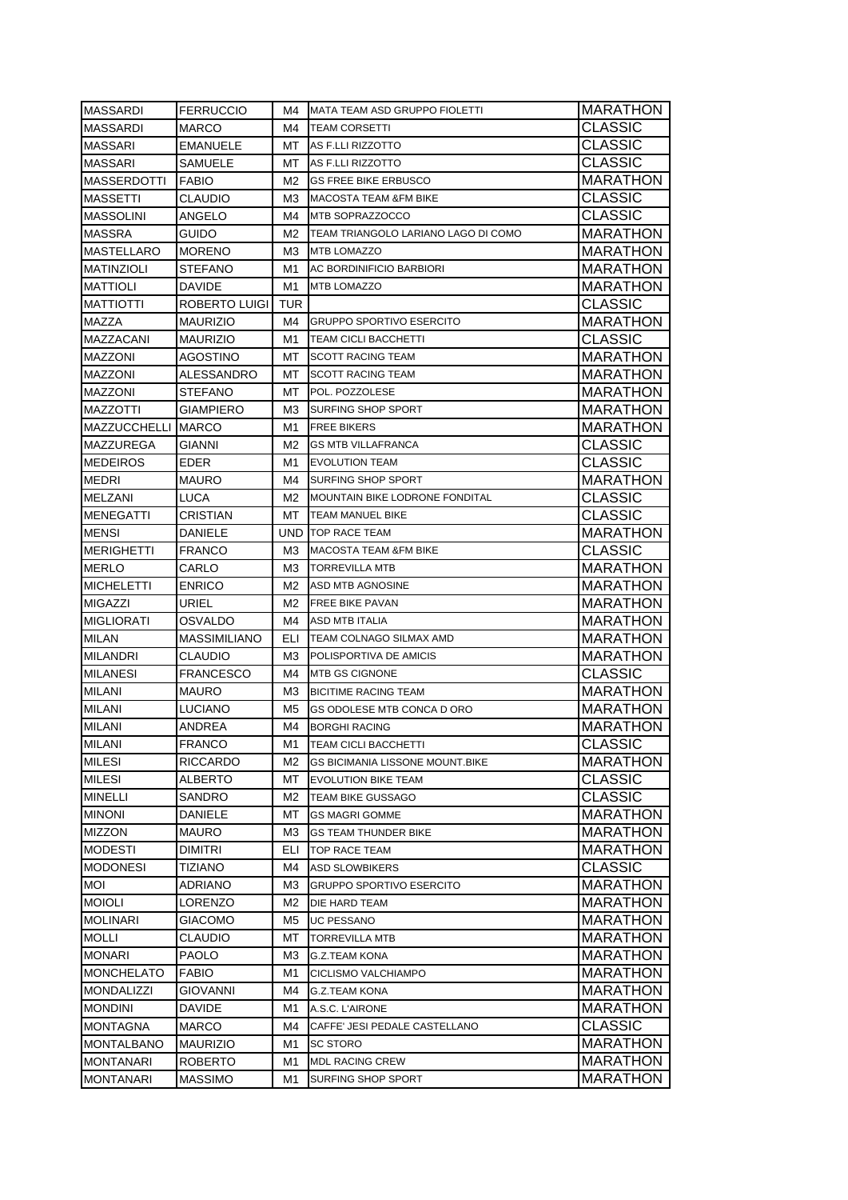| | | | | |
|---|---|---|---|---|
| MASSARDI | FERRUCCIO | M4 | MATA TEAM ASD GRUPPO FIOLETTI | MARATHON |
| MASSARDI | MARCO | M4 | TEAM CORSETTI | CLASSIC |
| MASSARI | EMANUELE | MT | AS F.LLI RIZZOTTO | CLASSIC |
| MASSARI | SAMUELE | MT | AS F.LLI RIZZOTTO | CLASSIC |
| MASSERDOTTI | FABIO | M2 | GS FREE BIKE ERBUSCO | MARATHON |
| MASSETTI | CLAUDIO | M3 | MACOSTA TEAM &FM BIKE | CLASSIC |
| MASSOLINI | ANGELO | M4 | MTB SOPRAZZOCCO | CLASSIC |
| MASSRA | GUIDO | M2 | TEAM TRIANGOLO LARIANO LAGO DI COMO | MARATHON |
| MASTELLARO | MORENO | M3 | MTB LOMAZZO | MARATHON |
| MATINZIOLI | STEFANO | M1 | AC BORDINIFICIO BARBIORI | MARATHON |
| MATTIOLI | DAVIDE | M1 | MTB LOMAZZO | MARATHON |
| MATTIOTTI | ROBERTO LUIGI | TUR | | CLASSIC |
| MAZZA | MAURIZIO | M4 | GRUPPO SPORTIVO ESERCITO | MARATHON |
| MAZZACANI | MAURIZIO | M1 | TEAM CICLI BACCHETTI | CLASSIC |
| MAZZONI | AGOSTINO | MT | SCOTT RACING TEAM | MARATHON |
| MAZZONI | ALESSANDRO | MT | SCOTT RACING TEAM | MARATHON |
| MAZZONI | STEFANO | MT | POL. POZZOLESE | MARATHON |
| MAZZOTTI | GIAMPIERO | M3 | SURFING SHOP SPORT | MARATHON |
| MAZZUCCHELLI | MARCO | M1 | FREE BIKERS | MARATHON |
| MAZZUREGA | GIANNI | M2 | GS MTB VILLAFRANCA | CLASSIC |
| MEDEIROS | EDER | M1 | EVOLUTION TEAM | CLASSIC |
| MEDRI | MAURO | M4 | SURFING SHOP SPORT | MARATHON |
| MELZANI | LUCA | M2 | MOUNTAIN BIKE LODRONE FONDITAL | CLASSIC |
| MENEGATTI | CRISTIAN | MT | TEAM MANUEL BIKE | CLASSIC |
| MENSI | DANIELE | UND | TOP RACE TEAM | MARATHON |
| MERIGHETTI | FRANCO | M3 | MACOSTA TEAM &FM BIKE | CLASSIC |
| MERLO | CARLO | M3 | TORREVILLA MTB | MARATHON |
| MICHELETTI | ENRICO | M2 | ASD MTB AGNOSINE | MARATHON |
| MIGAZZI | URIEL | M2 | FREE BIKE PAVAN | MARATHON |
| MIGLIORATI | OSVALDO | M4 | ASD MTB ITALIA | MARATHON |
| MILAN | MASSIMILIANO | ELI | TEAM COLNAGO SILMAX AMD | MARATHON |
| MILANDRI | CLAUDIO | M3 | POLISPORTIVA DE AMICIS | MARATHON |
| MILANESI | FRANCESCO | M4 | MTB GS CIGNONE | CLASSIC |
| MILANI | MAURO | M3 | BICITIME RACING TEAM | MARATHON |
| MILANI | LUCIANO | M5 | GS ODOLESE MTB CONCA D ORO | MARATHON |
| MILANI | ANDREA | M4 | BORGHI RACING | MARATHON |
| MILANI | FRANCO | M1 | TEAM CICLI BACCHETTI | CLASSIC |
| MILESI | RICCARDO | M2 | GS BICIMANIA LISSONE MOUNT.BIKE | MARATHON |
| MILESI | ALBERTO | MT | EVOLUTION BIKE TEAM | CLASSIC |
| MINELLI | SANDRO | M2 | TEAM BIKE GUSSAGO | CLASSIC |
| MINONI | DANIELE | MT | GS MAGRI GOMME | MARATHON |
| MIZZON | MAURO | M3 | GS TEAM THUNDER BIKE | MARATHON |
| MODESTI | DIMITRI | ELI | TOP RACE TEAM | MARATHON |
| MODONESI | TIZIANO | M4 | ASD SLOWBIKERS | CLASSIC |
| MOI | ADRIANO | M3 | GRUPPO SPORTIVO ESERCITO | MARATHON |
| MOIOLI | LORENZO | M2 | DIE HARD TEAM | MARATHON |
| MOLINARI | GIACOMO | M5 | UC PESSANO | MARATHON |
| MOLLI | CLAUDIO | MT | TORREVILLA MTB | MARATHON |
| MONARI | PAOLO | M3 | G.Z.TEAM KONA | MARATHON |
| MONCHELATO | FABIO | M1 | CICLISMO VALCHIAMPO | MARATHON |
| MONDALIZZI | GIOVANNI | M4 | G.Z.TEAM KONA | MARATHON |
| MONDINI | DAVIDE | M1 | A.S.C. L'AIRONE | MARATHON |
| MONTAGNA | MARCO | M4 | CAFFE' JESI PEDALE CASTELLANO | CLASSIC |
| MONTALBANO | MAURIZIO | M1 | SC STORO | MARATHON |
| MONTANARI | ROBERTO | M1 | MDL RACING CREW | MARATHON |
| MONTANARI | MASSIMO | M1 | SURFING SHOP SPORT | MARATHON |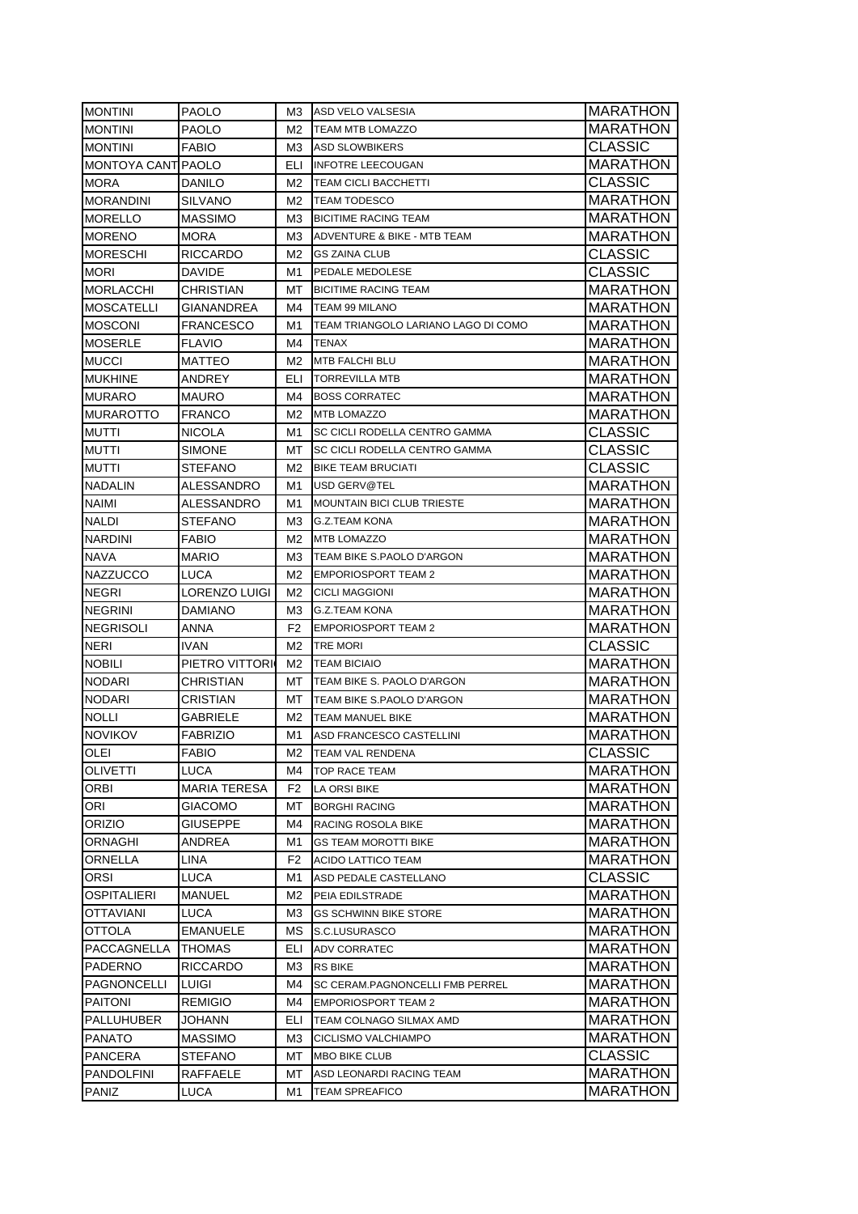| MONTINI | PAOLO | M3 | ASD VELO VALSESIA | MARATHON |
|---|---|---|---|---|
| MONTINI | PAOLO | M2 | TEAM MTB LOMAZZO | MARATHON |
| MONTINI | FABIO | M3 | ASD SLOWBIKERS | CLASSIC |
| MONTOYA CANT | PAOLO | ELI | INFOTRE LEECOUGAN | MARATHON |
| MORA | DANILO | M2 | TEAM CICLI BACCHETTI | CLASSIC |
| MORANDINI | SILVANO | M2 | TEAM TODESCO | MARATHON |
| MORELLO | MASSIMO | M3 | BICITIME RACING TEAM | MARATHON |
| MORENO | MORA | M3 | ADVENTURE & BIKE - MTB TEAM | MARATHON |
| MORESCHI | RICCARDO | M2 | GS ZAINA CLUB | CLASSIC |
| MORI | DAVIDE | M1 | PEDALE MEDOLESE | CLASSIC |
| MORLACCHI | CHRISTIAN | MT | BICITIME RACING TEAM | MARATHON |
| MOSCATELLI | GIANANDREA | M4 | TEAM 99 MILANO | MARATHON |
| MOSCONI | FRANCESCO | M1 | TEAM TRIANGOLO LARIANO LAGO DI COMO | MARATHON |
| MOSERLE | FLAVIO | M4 | TENAX | MARATHON |
| MUCCI | MATTEO | M2 | MTB FALCHI BLU | MARATHON |
| MUKHINE | ANDREY | ELI | TORREVILLA MTB | MARATHON |
| MURARO | MAURO | M4 | BOSS CORRATEC | MARATHON |
| MURAROTTO | FRANCO | M2 | MTB LOMAZZO | MARATHON |
| MUTTI | NICOLA | M1 | SC CICLI RODELLA CENTRO GAMMA | CLASSIC |
| MUTTI | SIMONE | MT | SC CICLI RODELLA CENTRO GAMMA | CLASSIC |
| MUTTI | STEFANO | M2 | BIKE TEAM BRUCIATI | CLASSIC |
| NADALIN | ALESSANDRO | M1 | USD GERV@TEL | MARATHON |
| NAIMI | ALESSANDRO | M1 | MOUNTAIN BICI CLUB TRIESTE | MARATHON |
| NALDI | STEFANO | M3 | G.Z.TEAM KONA | MARATHON |
| NARDINI | FABIO | M2 | MTB LOMAZZO | MARATHON |
| NAVA | MARIO | M3 | TEAM BIKE S.PAOLO D'ARGON | MARATHON |
| NAZZUCCO | LUCA | M2 | EMPORIOSPORT TEAM 2 | MARATHON |
| NEGRI | LORENZO LUIGI | M2 | CICLI MAGGIONI | MARATHON |
| NEGRINI | DAMIANO | M3 | G.Z.TEAM KONA | MARATHON |
| NEGRISOLI | ANNA | F2 | EMPORIOSPORT TEAM 2 | MARATHON |
| NERI | IVAN | M2 | TRE MORI | CLASSIC |
| NOBILI | PIETRO VITTORI | M2 | TEAM BICIAIO | MARATHON |
| NODARI | CHRISTIAN | MT | TEAM BIKE S. PAOLO D'ARGON | MARATHON |
| NODARI | CRISTIAN | MT | TEAM BIKE S.PAOLO D'ARGON | MARATHON |
| NOLLI | GABRIELE | M2 | TEAM MANUEL BIKE | MARATHON |
| NOVIKOV | FABRIZIO | M1 | ASD FRANCESCO CASTELLINI | MARATHON |
| OLEI | FABIO | M2 | TEAM VAL RENDENA | CLASSIC |
| OLIVETTI | LUCA | M4 | TOP RACE TEAM | MARATHON |
| ORBI | MARIA TERESA | F2 | LA ORSI BIKE | MARATHON |
| ORI | GIACOMO | MT | BORGHI RACING | MARATHON |
| ORIZIO | GIUSEPPE | M4 | RACING ROSOLA BIKE | MARATHON |
| ORNAGHI | ANDREA | M1 | GS TEAM MOROTTI BIKE | MARATHON |
| ORNELLA | LINA | F2 | ACIDO LATTICO TEAM | MARATHON |
| ORSI | LUCA | M1 | ASD PEDALE CASTELLANO | CLASSIC |
| OSPITALIERI | MANUEL | M2 | PEIA EDILSTRADE | MARATHON |
| OTTAVIANI | LUCA | M3 | GS SCHWINN BIKE STORE | MARATHON |
| OTTOLA | EMANUELE | MS | S.C.LUSURASCO | MARATHON |
| PACCAGNELLA | THOMAS | ELI | ADV CORRATEC | MARATHON |
| PADERNO | RICCARDO | M3 | RS BIKE | MARATHON |
| PAGNONCELLI | LUIGI | M4 | SC CERAM.PAGNONCELLI FMB PERREL | MARATHON |
| PAITONI | REMIGIO | M4 | EMPORIOSPORT TEAM 2 | MARATHON |
| PALLUHUBER | JOHANN | ELI | TEAM COLNAGO SILMAX AMD | MARATHON |
| PANATO | MASSIMO | M3 | CICLISMO VALCHIAMPO | MARATHON |
| PANCERA | STEFANO | MT | MBO BIKE CLUB | CLASSIC |
| PANDOLFINI | RAFFAELE | MT | ASD LEONARDI RACING TEAM | MARATHON |
| PANIZ | LUCA | M1 | TEAM SPREAFICO | MARATHON |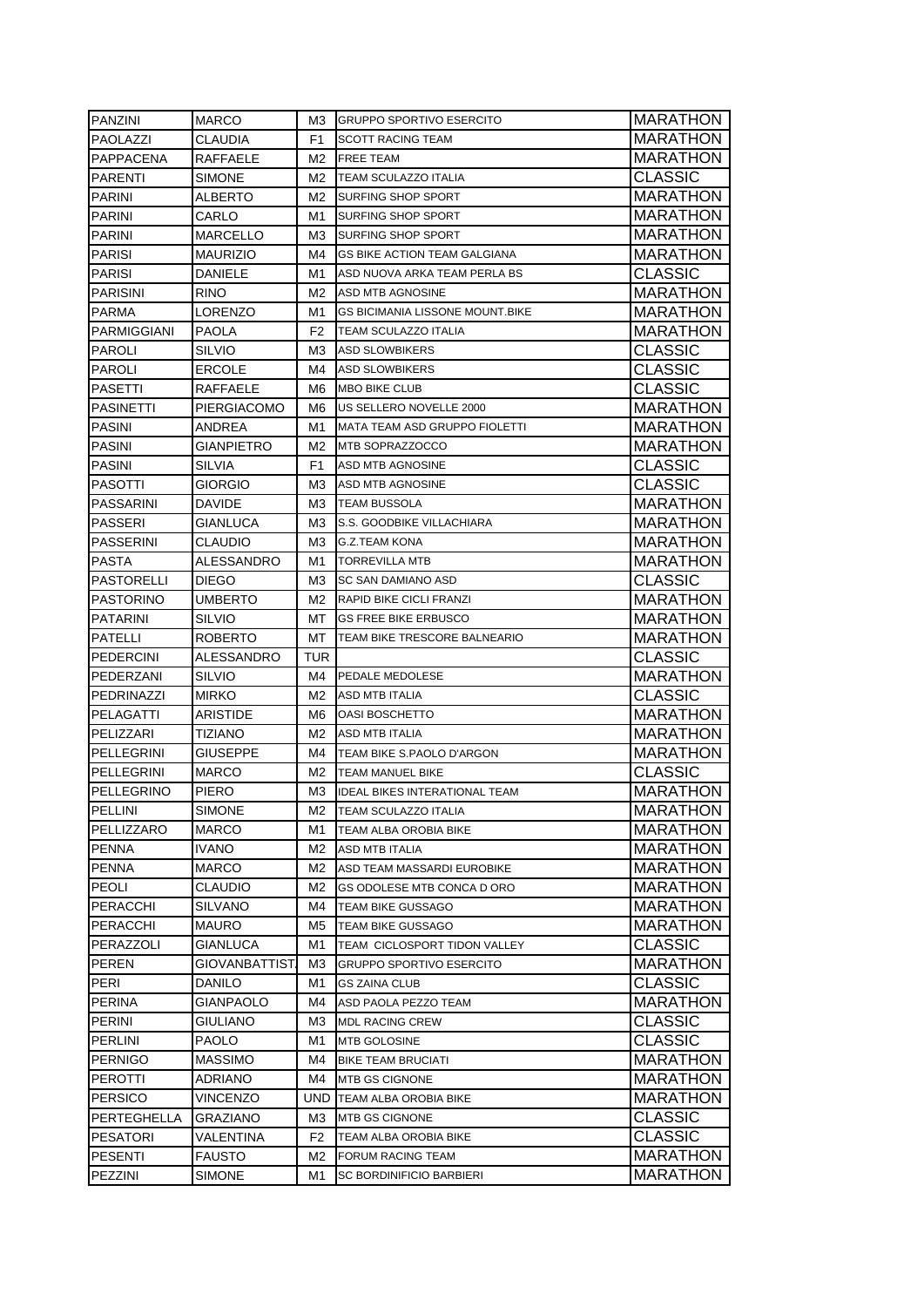| PANZINI | MARCO | M3 | GRUPPO SPORTIVO ESERCITO | MARATHON |
|---|---|---|---|---|
| PAOLAZZI | CLAUDIA | F1 | SCOTT RACING TEAM | MARATHON |
| PAPPACENA | RAFFAELE | M2 | FREE TEAM | MARATHON |
| PARENTI | SIMONE | M2 | TEAM SCULAZZO ITALIA | CLASSIC |
| PARINI | ALBERTO | M2 | SURFING SHOP SPORT | MARATHON |
| PARINI | CARLO | M1 | SURFING SHOP SPORT | MARATHON |
| PARINI | MARCELLO | M3 | SURFING SHOP SPORT | MARATHON |
| PARISI | MAURIZIO | M4 | GS BIKE ACTION TEAM GALGIANA | MARATHON |
| PARISI | DANIELE | M1 | ASD NUOVA ARKA TEAM PERLA BS | CLASSIC |
| PARISINI | RINO | M2 | ASD MTB AGNOSINE | MARATHON |
| PARMA | LORENZO | M1 | GS BICIMANIA LISSONE MOUNT.BIKE | MARATHON |
| PARMIGGIANI | PAOLA | F2 | TEAM SCULAZZO ITALIA | MARATHON |
| PAROLI | SILVIO | M3 | ASD SLOWBIKERS | CLASSIC |
| PAROLI | ERCOLE | M4 | ASD SLOWBIKERS | CLASSIC |
| PASETTI | RAFFAELE | M6 | MBO BIKE CLUB | CLASSIC |
| PASINETTI | PIERGIACOMO | M6 | US SELLERO NOVELLE 2000 | MARATHON |
| PASINI | ANDREA | M1 | MATA TEAM ASD GRUPPO FIOLETTI | MARATHON |
| PASINI | GIANPIETRO | M2 | MTB SOPRAZZOCCO | MARATHON |
| PASINI | SILVIA | F1 | ASD MTB AGNOSINE | CLASSIC |
| PASOTTI | GIORGIO | M3 | ASD MTB AGNOSINE | CLASSIC |
| PASSARINI | DAVIDE | M3 | TEAM BUSSOLA | MARATHON |
| PASSERI | GIANLUCA | M3 | S.S. GOODBIKE VILLACHIARA | MARATHON |
| PASSERINI | CLAUDIO | M3 | G.Z.TEAM KONA | MARATHON |
| PASTA | ALESSANDRO | M1 | TORREVILLA MTB | MARATHON |
| PASTORELLI | DIEGO | M3 | SC SAN DAMIANO ASD | CLASSIC |
| PASTORINO | UMBERTO | M2 | RAPID BIKE CICLI FRANZI | MARATHON |
| PATARINI | SILVIO | MT | GS FREE BIKE ERBUSCO | MARATHON |
| PATELLI | ROBERTO | MT | TEAM BIKE TRESCORE BALNEARIO | MARATHON |
| PEDERCINI | ALESSANDRO | TUR | | CLASSIC |
| PEDERZANI | SILVIO | M4 | PEDALE MEDOLESE | MARATHON |
| PEDRINAZZI | MIRKO | M2 | ASD MTB ITALIA | CLASSIC |
| PELAGATTI | ARISTIDE | M6 | OASI BOSCHETTO | MARATHON |
| PELIZZARI | TIZIANO | M2 | ASD MTB ITALIA | MARATHON |
| PELLEGRINI | GIUSEPPE | M4 | TEAM BIKE S.PAOLO D'ARGON | MARATHON |
| PELLEGRINI | MARCO | M2 | TEAM MANUEL BIKE | CLASSIC |
| PELLEGRINO | PIERO | M3 | IDEAL BIKES INTERATIONAL TEAM | MARATHON |
| PELLINI | SIMONE | M2 | TEAM SCULAZZO ITALIA | MARATHON |
| PELLIZZARO | MARCO | M1 | TEAM ALBA OROBIA BIKE | MARATHON |
| PENNA | IVANO | M2 | ASD MTB ITALIA | MARATHON |
| PENNA | MARCO | M2 | ASD TEAM MASSARDI EUROBIKE | MARATHON |
| PEOLI | CLAUDIO | M2 | GS ODOLESE MTB CONCA D ORO | MARATHON |
| PERACCHI | SILVANO | M4 | TEAM BIKE GUSSAGO | MARATHON |
| PERACCHI | MAURO | M5 | TEAM BIKE GUSSAGO | MARATHON |
| PERAZZOLI | GIANLUCA | M1 | TEAM CICLOSPORT TIDON VALLEY | CLASSIC |
| PEREN | GIOVANBATTIST | M3 | GRUPPO SPORTIVO ESERCITO | MARATHON |
| PERI | DANILO | M1 | GS ZAINA CLUB | CLASSIC |
| PERINA | GIANPAOLO | M4 | ASD PAOLA PEZZO TEAM | MARATHON |
| PERINI | GIULIANO | M3 | MDL RACING CREW | CLASSIC |
| PERLINI | PAOLO | M1 | MTB GOLOSINE | CLASSIC |
| PERNIGO | MASSIMO | M4 | BIKE TEAM BRUCIATI | MARATHON |
| PEROTTI | ADRIANO | M4 | MTB GS CIGNONE | MARATHON |
| PERSICO | VINCENZO | UND | TEAM ALBA OROBIA BIKE | MARATHON |
| PERTEGHELLA | GRAZIANO | M3 | MTB GS CIGNONE | CLASSIC |
| PESATORI | VALENTINA | F2 | TEAM ALBA OROBIA BIKE | CLASSIC |
| PESENTI | FAUSTO | M2 | FORUM RACING TEAM | MARATHON |
| PEZZINI | SIMONE | M1 | SC BORDINIFICIO BARBIERI | MARATHON |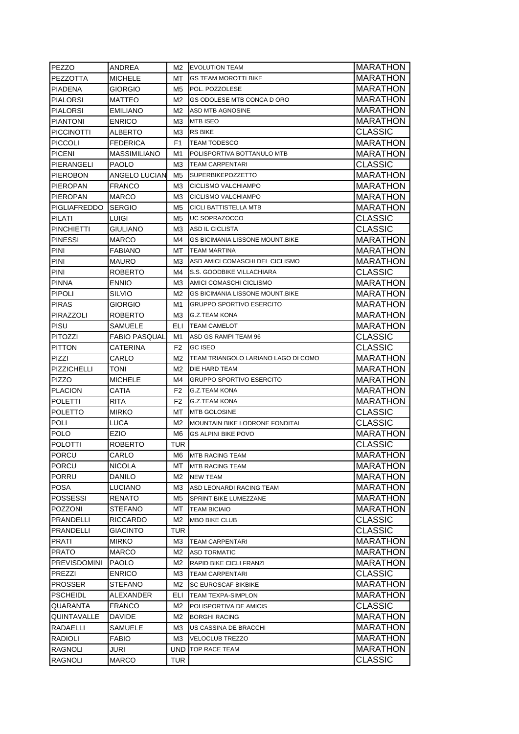| PEZZO | ANDREA | M2 | EVOLUTION TEAM | MARATHON |
|---|---|---|---|---|
| PEZZOTTA | MICHELE | MT | GS TEAM MOROTTI BIKE | MARATHON |
| PIADENA | GIORGIO | M5 | POL. POZZOLESE | MARATHON |
| PIALORSI | MATTEO | M2 | GS ODOLESE MTB CONCA D ORO | MARATHON |
| PIALORSI | EMILIANO | M2 | ASD MTB AGNOSINE | MARATHON |
| PIANTONI | ENRICO | M3 | MTB ISEO | MARATHON |
| PICCINOTTI | ALBERTO | M3 | RS BIKE | CLASSIC |
| PICCOLI | FEDERICA | F1 | TEAM TODESCO | MARATHON |
| PICENI | MASSIMILIANO | M1 | POLISPORTIVA BOTTANULO MTB | MARATHON |
| PIERANGELI | PAOLO | M3 | TEAM CARPENTARI | CLASSIC |
| PIEROBON | ANGELO LUCIAN | M5 | SUPERBIKEPOZZETTO | MARATHON |
| PIEROPAN | FRANCO | M3 | CICLISMO VALCHIAMPO | MARATHON |
| PIEROPAN | MARCO | M3 | CICLISMO VALCHIAMPO | MARATHON |
| PIGLIAFREDDO | SERGIO | M5 | CICLI BATTISTELLA MTB | MARATHON |
| PILATI | LUIGI | M5 | UC SOPRAZOCCO | CLASSIC |
| PINCHIETTI | GIULIANO | M3 | ASD IL CICLISTA | CLASSIC |
| PINESSI | MARCO | M4 | GS BICIMANIA LISSONE MOUNT.BIKE | MARATHON |
| PINI | FABIANO | MT | TEAM MARTINA | MARATHON |
| PINI | MAURO | M3 | ASD AMICI COMASCHI DEL CICLISMO | MARATHON |
| PINI | ROBERTO | M4 | S.S. GOODBIKE VILLACHIARA | CLASSIC |
| PINNA | ENNIO | M3 | AMICI COMASCHI CICLISMO | MARATHON |
| PIPOLI | SILVIO | M2 | GS BICIMANIA LISSONE MOUNT.BIKE | MARATHON |
| PIRAS | GIORGIO | M1 | GRUPPO SPORTIVO ESERCITO | MARATHON |
| PIRAZZOLI | ROBERTO | M3 | G.Z.TEAM KONA | MARATHON |
| PISU | SAMUELE | ELI | TEAM CAMELOT | MARATHON |
| PITOZZI | FABIO PASQUAL | M1 | ASD GS RAMPI TEAM 96 | CLASSIC |
| PITTON | CATERINA | F2 | GC ISEO | CLASSIC |
| PIZZI | CARLO | M2 | TEAM TRIANGOLO LARIANO LAGO DI COMO | MARATHON |
| PIZZICHELLI | TONI | M2 | DIE HARD TEAM | MARATHON |
| PIZZO | MICHELE | M4 | GRUPPO SPORTIVO ESERCITO | MARATHON |
| PLACION | CATIA | F2 | G.Z.TEAM KONA | MARATHON |
| POLETTI | RITA | F2 | G.Z.TEAM KONA | MARATHON |
| POLETTO | MIRKO | MT | MTB GOLOSINE | CLASSIC |
| POLI | LUCA | M2 | MOUNTAIN BIKE LODRONE FONDITAL | CLASSIC |
| POLO | EZIO | M6 | GS ALPINI BIKE POVO | MARATHON |
| POLOTTI | ROBERTO | TUR | | CLASSIC |
| PORCU | CARLO | M6 | MTB RACING TEAM | MARATHON |
| PORCU | NICOLA | MT | MTB RACING TEAM | MARATHON |
| PORRU | DANILO | M2 | NEW TEAM | MARATHON |
| POSA | LUCIANO | M3 | ASD LEONARDI RACING TEAM | MARATHON |
| POSSESSI | RENATO | M5 | SPRINT BIKE LUMEZZANE | MARATHON |
| POZZONI | STEFANO | MT | TEAM BICIAIO | MARATHON |
| PRANDELLI | RICCARDO | M2 | MBO BIKE CLUB | CLASSIC |
| PRANDELLI | GIACINTO | TUR | | CLASSIC |
| PRATI | MIRKO | M3 | TEAM CARPENTARI | MARATHON |
| PRATO | MARCO | M2 | ASD TORMATIC | MARATHON |
| PREVISDOMINI | PAOLO | M2 | RAPID BIKE CICLI FRANZI | MARATHON |
| PREZZI | ENRICO | M3 | TEAM CARPENTARI | CLASSIC |
| PROSSER | STEFANO | M2 | SC EUROSCAF BIKBIKE | MARATHON |
| PSCHEIDL | ALEXANDER | ELI | TEAM TEXPA-SIMPLON | MARATHON |
| QUARANTA | FRANCO | M2 | POLISPORTIVA DE AMICIS | CLASSIC |
| QUINTAVALLE | DAVIDE | M2 | BORGHI RACING | MARATHON |
| RADAELLI | SAMUELE | M3 | US CASSINA DE BRACCHI | MARATHON |
| RADIOLI | FABIO | M3 | VELOCLUB TREZZO | MARATHON |
| RAGNOLI | JURI | UND | TOP RACE TEAM | MARATHON |
| RAGNOLI | MARCO | TUR | | CLASSIC |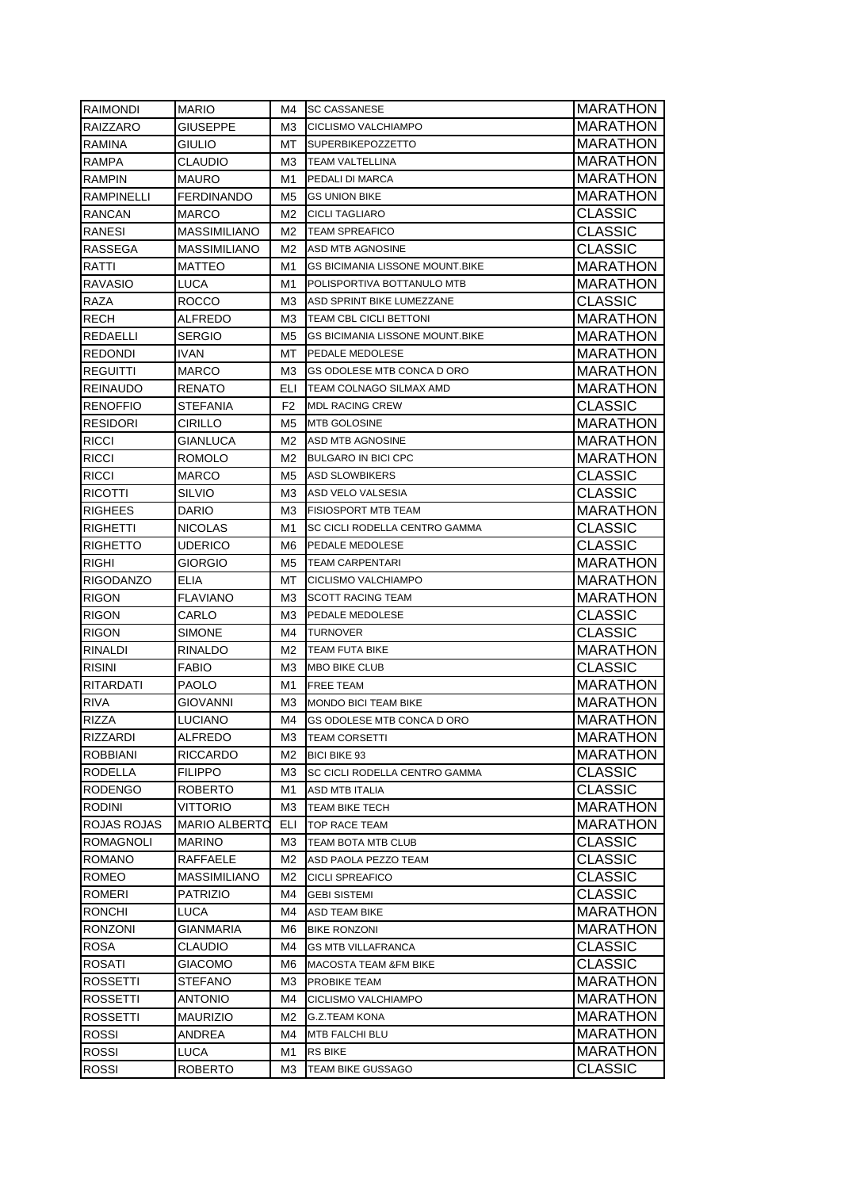| RAIMONDI | MARIO | M4 | SC CASSANESE | MARATHON |
|---|---|---|---|---|
| RAIZZARO | GIUSEPPE | M3 | CICLISMO VALCHIAMPO | MARATHON |
| RAMINA | GIULIO | MT | SUPERBIKEPOZZETTO | MARATHON |
| RAMPA | CLAUDIO | M3 | TEAM VALTELLINA | MARATHON |
| RAMPIN | MAURO | M1 | PEDALI DI MARCA | MARATHON |
| RAMPINELLI | FERDINANDO | M5 | GS UNION BIKE | MARATHON |
| RANCAN | MARCO | M2 | CICLI TAGLIARO | CLASSIC |
| RANESI | MASSIMILIANO | M2 | TEAM SPREAFICO | CLASSIC |
| RASSEGA | MASSIMILIANO | M2 | ASD MTB AGNOSINE | CLASSIC |
| RATTI | MATTEO | M1 | GS BICIMANIA LISSONE MOUNT.BIKE | MARATHON |
| RAVASIO | LUCA | M1 | POLISPORTIVA BOTTANULO MTB | MARATHON |
| RAZA | ROCCO | M3 | ASD SPRINT BIKE LUMEZZANE | CLASSIC |
| RECH | ALFREDO | M3 | TEAM CBL CICLI BETTONI | MARATHON |
| REDAELLI | SERGIO | M5 | GS BICIMANIA LISSONE MOUNT.BIKE | MARATHON |
| REDONDI | IVAN | MT | PEDALE MEDOLESE | MARATHON |
| REGUITTI | MARCO | M3 | GS ODOLESE MTB CONCA D ORO | MARATHON |
| REINAUDO | RENATO | ELI | TEAM COLNAGO SILMAX AMD | MARATHON |
| RENOFFIO | STEFANIA | F2 | MDL RACING CREW | CLASSIC |
| RESIDORI | CIRILLO | M5 | MTB GOLOSINE | MARATHON |
| RICCI | GIANLUCA | M2 | ASD MTB AGNOSINE | MARATHON |
| RICCI | ROMOLO | M2 | BULGARO IN BICI CPC | MARATHON |
| RICCI | MARCO | M5 | ASD SLOWBIKERS | CLASSIC |
| RICOTTI | SILVIO | M3 | ASD VELO VALSESIA | CLASSIC |
| RIGHEES | DARIO | M3 | FISIOSPORT MTB TEAM | MARATHON |
| RIGHETTI | NICOLAS | M1 | SC CICLI RODELLA CENTRO GAMMA | CLASSIC |
| RIGHETTO | UDERICO | M6 | PEDALE MEDOLESE | CLASSIC |
| RIGHI | GIORGIO | M5 | TEAM CARPENTARI | MARATHON |
| RIGODANZO | ELIA | MT | CICLISMO VALCHIAMPO | MARATHON |
| RIGON | FLAVIANO | M3 | SCOTT RACING TEAM | MARATHON |
| RIGON | CARLO | M3 | PEDALE MEDOLESE | CLASSIC |
| RIGON | SIMONE | M4 | TURNOVER | CLASSIC |
| RINALDI | RINALDO | M2 | TEAM FUTA BIKE | MARATHON |
| RISINI | FABIO | M3 | MBO BIKE CLUB | CLASSIC |
| RITARDATI | PAOLO | M1 | FREE TEAM | MARATHON |
| RIVA | GIOVANNI | M3 | MONDO BICI TEAM BIKE | MARATHON |
| RIZZA | LUCIANO | M4 | GS ODOLESE MTB CONCA D ORO | MARATHON |
| RIZZARDI | ALFREDO | M3 | TEAM CORSETTI | MARATHON |
| ROBBIANI | RICCARDO | M2 | BICI BIKE 93 | MARATHON |
| RODELLA | FILIPPO | M3 | SC CICLI RODELLA CENTRO GAMMA | CLASSIC |
| RODENGO | ROBERTO | M1 | ASD MTB ITALIA | CLASSIC |
| RODINI | VITTORIO | M3 | TEAM BIKE TECH | MARATHON |
| ROJAS ROJAS | MARIO ALBERTO | ELI | TOP RACE TEAM | MARATHON |
| ROMAGNOLI | MARINO | M3 | TEAM BOTA MTB CLUB | CLASSIC |
| ROMANO | RAFFAELE | M2 | ASD PAOLA PEZZO TEAM | CLASSIC |
| ROMEO | MASSIMILIANO | M2 | CICLI SPREAFICO | CLASSIC |
| ROMERI | PATRIZIO | M4 | GEBI SISTEMI | CLASSIC |
| RONCHI | LUCA | M4 | ASD TEAM BIKE | MARATHON |
| RONZONI | GIANMARIA | M6 | BIKE RONZONI | MARATHON |
| ROSA | CLAUDIO | M4 | GS MTB VILLAFRANCA | CLASSIC |
| ROSATI | GIACOMO | M6 | MACOSTA TEAM &FM BIKE | CLASSIC |
| ROSSETTI | STEFANO | M3 | PROBIKE TEAM | MARATHON |
| ROSSETTI | ANTONIO | M4 | CICLISMO VALCHIAMPO | MARATHON |
| ROSSETTI | MAURIZIO | M2 | G.Z.TEAM KONA | MARATHON |
| ROSSI | ANDREA | M4 | MTB FALCHI BLU | MARATHON |
| ROSSI | LUCA | M1 | RS BIKE | MARATHON |
| ROSSI | ROBERTO | M3 | TEAM BIKE GUSSAGO | CLASSIC |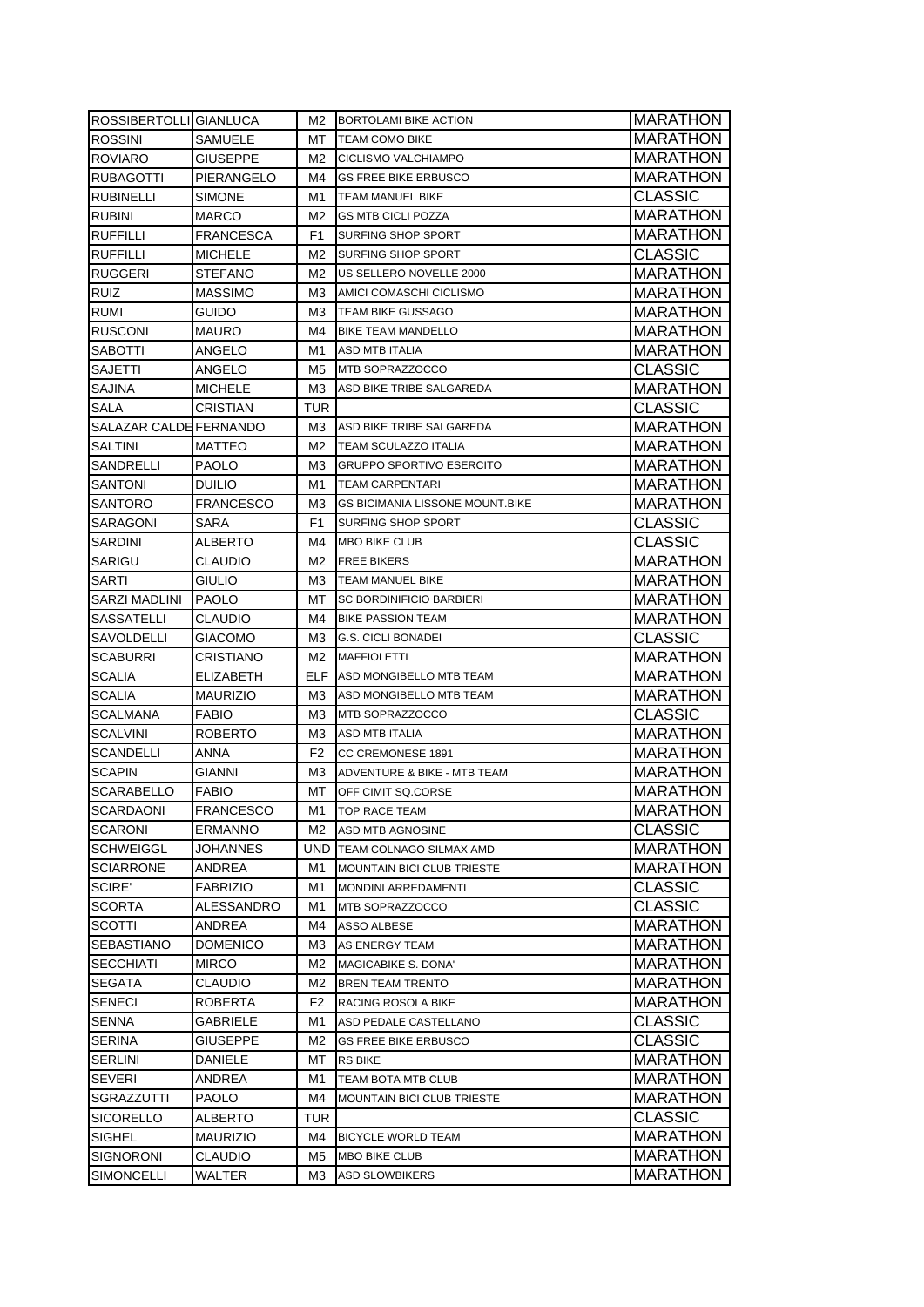| | | | | |
|---|---|---|---|---|
| ROSSIBERTOLLI | GIANLUCA | M2 | BORTOLAMI BIKE ACTION | MARATHON |
| ROSSINI | SAMUELE | MT | TEAM COMO BIKE | MARATHON |
| ROVIARO | GIUSEPPE | M2 | CICLISMO VALCHIAMPO | MARATHON |
| RUBAGOTTI | PIERANGELO | M4 | GS FREE BIKE ERBUSCO | MARATHON |
| RUBINELLI | SIMONE | M1 | TEAM MANUEL BIKE | CLASSIC |
| RUBINI | MARCO | M2 | GS MTB CICLI POZZA | MARATHON |
| RUFFILLI | FRANCESCA | F1 | SURFING SHOP SPORT | MARATHON |
| RUFFILLI | MICHELE | M2 | SURFING SHOP SPORT | CLASSIC |
| RUGGERI | STEFANO | M2 | US SELLERO NOVELLE 2000 | MARATHON |
| RUIZ | MASSIMO | M3 | AMICI COMASCHI CICLISMO | MARATHON |
| RUMI | GUIDO | M3 | TEAM BIKE GUSSAGO | MARATHON |
| RUSCONI | MAURO | M4 | BIKE TEAM MANDELLO | MARATHON |
| SABOTTI | ANGELO | M1 | ASD MTB ITALIA | MARATHON |
| SAJETTI | ANGELO | M5 | MTB SOPRAZZOCCO | CLASSIC |
| SAJINA | MICHELE | M3 | ASD BIKE TRIBE SALGAREDA | MARATHON |
| SALA | CRISTIAN | TUR | | CLASSIC |
| SALAZAR CALDE | FERNANDO | M3 | ASD BIKE TRIBE SALGAREDA | MARATHON |
| SALTINI | MATTEO | M2 | TEAM SCULAZZO ITALIA | MARATHON |
| SANDRELLI | PAOLO | M3 | GRUPPO SPORTIVO ESERCITO | MARATHON |
| SANTONI | DUILIO | M1 | TEAM CARPENTARI | MARATHON |
| SANTORO | FRANCESCO | M3 | GS BICIMANIA LISSONE MOUNT.BIKE | MARATHON |
| SARAGONI | SARA | F1 | SURFING SHOP SPORT | CLASSIC |
| SARDINI | ALBERTO | M4 | MBO BIKE CLUB | CLASSIC |
| SARIGU | CLAUDIO | M2 | FREE BIKERS | MARATHON |
| SARTI | GIULIO | M3 | TEAM MANUEL BIKE | MARATHON |
| SARZI MADLINI | PAOLO | MT | SC BORDINIFICIO BARBIERI | MARATHON |
| SASSATELLI | CLAUDIO | M4 | BIKE PASSION TEAM | MARATHON |
| SAVOLDELLI | GIACOMO | M3 | G.S. CICLI BONADEI | CLASSIC |
| SCABURRI | CRISTIANO | M2 | MAFFIOLETTI | MARATHON |
| SCALIA | ELIZABETH | ELF | ASD MONGIBELLO MTB TEAM | MARATHON |
| SCALIA | MAURIZIO | M3 | ASD MONGIBELLO MTB TEAM | MARATHON |
| SCALMANA | FABIO | M3 | MTB SOPRAZZOCCO | CLASSIC |
| SCALVINI | ROBERTO | M3 | ASD MTB ITALIA | MARATHON |
| SCANDELLI | ANNA | F2 | CC CREMONESE 1891 | MARATHON |
| SCAPIN | GIANNI | M3 | ADVENTURE & BIKE - MTB TEAM | MARATHON |
| SCARABELLO | FABIO | MT | OFF CIMIT SQ.CORSE | MARATHON |
| SCARDAONI | FRANCESCO | M1 | TOP RACE TEAM | MARATHON |
| SCARONI | ERMANNO | M2 | ASD MTB AGNOSINE | CLASSIC |
| SCHWEIGGL | JOHANNES | UND | TEAM COLNAGO SILMAX AMD | MARATHON |
| SCIARRONE | ANDREA | M1 | MOUNTAIN BICI CLUB TRIESTE | MARATHON |
| SCIRE' | FABRIZIO | M1 | MONDINI ARREDAMENTI | CLASSIC |
| SCORTA | ALESSANDRO | M1 | MTB SOPRAZZOCCO | CLASSIC |
| SCOTTI | ANDREA | M4 | ASSO ALBESE | MARATHON |
| SEBASTIANO | DOMENICO | M3 | AS ENERGY TEAM | MARATHON |
| SECCHIATI | MIRCO | M2 | MAGICABIKE S. DONA' | MARATHON |
| SEGATA | CLAUDIO | M2 | BREN TEAM TRENTO | MARATHON |
| SENECI | ROBERTA | F2 | RACING ROSOLA BIKE | MARATHON |
| SENNA | GABRIELE | M1 | ASD PEDALE CASTELLANO | CLASSIC |
| SERINA | GIUSEPPE | M2 | GS FREE BIKE ERBUSCO | CLASSIC |
| SERLINI | DANIELE | MT | RS BIKE | MARATHON |
| SEVERI | ANDREA | M1 | TEAM BOTA MTB CLUB | MARATHON |
| SGRAZZUTTI | PAOLO | M4 | MOUNTAIN BICI CLUB TRIESTE | MARATHON |
| SICORELLO | ALBERTO | TUR | | CLASSIC |
| SIGHEL | MAURIZIO | M4 | BICYCLE WORLD TEAM | MARATHON |
| SIGNORONI | CLAUDIO | M5 | MBO BIKE CLUB | MARATHON |
| SIMONCELLI | WALTER | M3 | ASD SLOWBIKERS | MARATHON |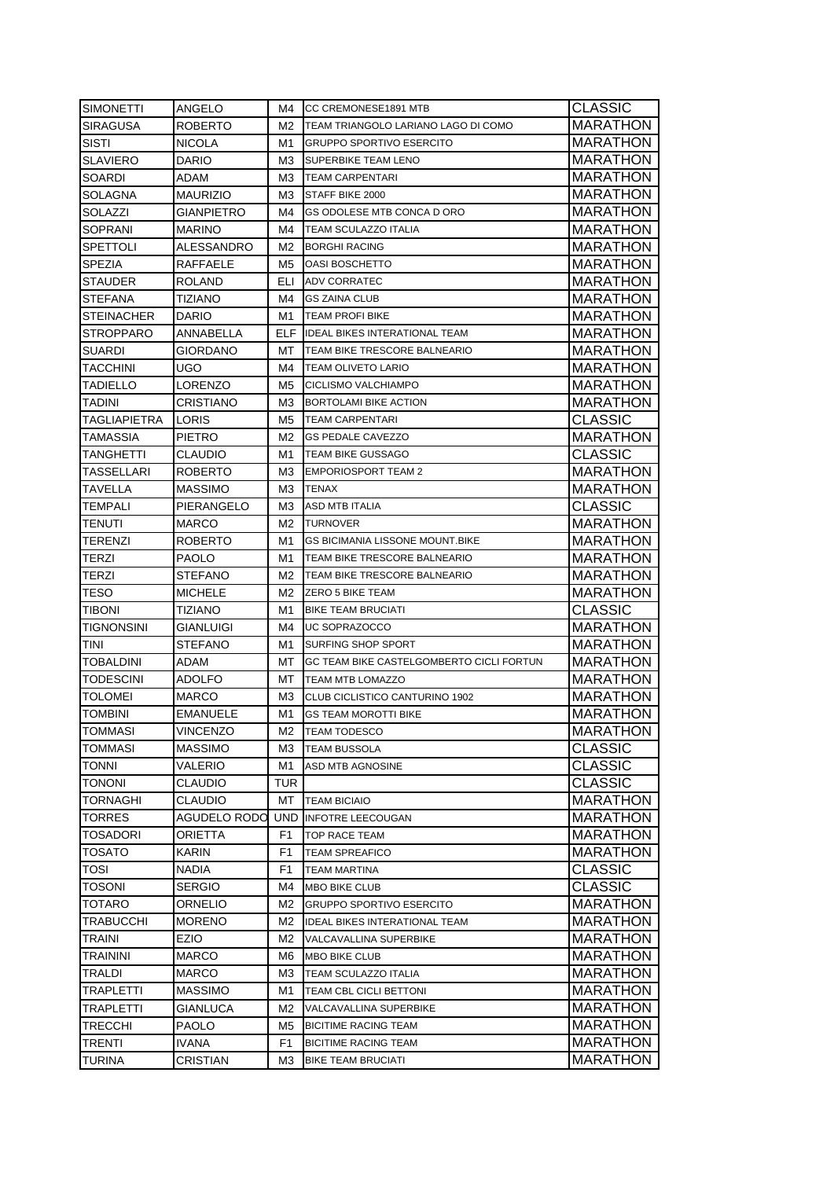| SIMONETTI | ANGELO | M4 | CC CREMONESE1891 MTB | CLASSIC |
|---|---|---|---|---|
| SIRAGUSA | ROBERTO | M2 | TEAM TRIANGOLO LARIANO LAGO DI COMO | MARATHON |
| SISTI | NICOLA | M1 | GRUPPO SPORTIVO ESERCITO | MARATHON |
| SLAVIERO | DARIO | M3 | SUPERBIKE TEAM LENO | MARATHON |
| SOARDI | ADAM | M3 | TEAM CARPENTARI | MARATHON |
| SOLAGNA | MAURIZIO | M3 | STAFF BIKE 2000 | MARATHON |
| SOLAZZI | GIANPIETRO | M4 | GS ODOLESE MTB CONCA D ORO | MARATHON |
| SOPRANI | MARINO | M4 | TEAM SCULAZZO ITALIA | MARATHON |
| SPETTOLI | ALESSANDRO | M2 | BORGHI RACING | MARATHON |
| SPEZIA | RAFFAELE | M5 | OASI BOSCHETTO | MARATHON |
| STAUDER | ROLAND | ELI | ADV CORRATEC | MARATHON |
| STEFANA | TIZIANO | M4 | GS ZAINA CLUB | MARATHON |
| STEINACHER | DARIO | M1 | TEAM PROFI BIKE | MARATHON |
| STROPPARO | ANNABELLA | ELF | IDEAL BIKES INTERATIONAL TEAM | MARATHON |
| SUARDI | GIORDANO | MT | TEAM BIKE TRESCORE BALNEARIO | MARATHON |
| TACCHINI | UGO | M4 | TEAM OLIVETO LARIO | MARATHON |
| TADIELLO | LORENZO | M5 | CICLISMO VALCHIAMPO | MARATHON |
| TADINI | CRISTIANO | M3 | BORTOLAMI BIKE ACTION | MARATHON |
| TAGLIAPIETRA | LORIS | M5 | TEAM CARPENTARI | CLASSIC |
| TAMASSIA | PIETRO | M2 | GS PEDALE CAVEZZO | MARATHON |
| TANGHETTI | CLAUDIO | M1 | TEAM BIKE GUSSAGO | CLASSIC |
| TASSELLARI | ROBERTO | M3 | EMPORIOSPORT TEAM 2 | MARATHON |
| TAVELLA | MASSIMO | M3 | TENAX | MARATHON |
| TEMPALI | PIERANGELO | M3 | ASD MTB ITALIA | CLASSIC |
| TENUTI | MARCO | M2 | TURNOVER | MARATHON |
| TERENZI | ROBERTO | M1 | GS BICIMANIA LISSONE MOUNT.BIKE | MARATHON |
| TERZI | PAOLO | M1 | TEAM BIKE TRESCORE BALNEARIO | MARATHON |
| TERZI | STEFANO | M2 | TEAM BIKE TRESCORE BALNEARIO | MARATHON |
| TESO | MICHELE | M2 | ZERO 5 BIKE TEAM | MARATHON |
| TIBONI | TIZIANO | M1 | BIKE TEAM BRUCIATI | CLASSIC |
| TIGNONSINI | GIANLUIGI | M4 | UC SOPRAZOCCO | MARATHON |
| TINI | STEFANO | M1 | SURFING SHOP SPORT | MARATHON |
| TOBALDINI | ADAM | MT | GC TEAM BIKE CASTELGOMBERTO CICLI FORTUN | MARATHON |
| TODESCINI | ADOLFO | MT | TEAM MTB LOMAZZO | MARATHON |
| TOLOMEI | MARCO | M3 | CLUB CICLISTICO CANTURINO 1902 | MARATHON |
| TOMBINI | EMANUELE | M1 | GS TEAM MOROTTI BIKE | MARATHON |
| TOMMASI | VINCENZO | M2 | TEAM TODESCO | MARATHON |
| TOMMASI | MASSIMO | M3 | TEAM BUSSOLA | CLASSIC |
| TONNI | VALERIO | M1 | ASD MTB AGNOSINE | CLASSIC |
| TONONI | CLAUDIO | TUR | | CLASSIC |
| TORNAGHI | CLAUDIO | MT | TEAM BICIAIO | MARATHON |
| TORRES | AGUDELO RODO | UND | INFOTRE LEECOUGAN | MARATHON |
| TOSADORI | ORIETTA | F1 | TOP RACE TEAM | MARATHON |
| TOSATO | KARIN | F1 | TEAM SPREAFICO | MARATHON |
| TOSI | NADIA | F1 | TEAM MARTINA | CLASSIC |
| TOSONI | SERGIO | M4 | MBO BIKE CLUB | CLASSIC |
| TOTARO | ORNELIO | M2 | GRUPPO SPORTIVO ESERCITO | MARATHON |
| TRABUCCHI | MORENO | M2 | IDEAL BIKES INTERATIONAL TEAM | MARATHON |
| TRAINI | EZIO | M2 | VALCAVALLINA SUPERBIKE | MARATHON |
| TRAININI | MARCO | M6 | MBO BIKE CLUB | MARATHON |
| TRALDI | MARCO | M3 | TEAM SCULAZZO ITALIA | MARATHON |
| TRAPLETTI | MASSIMO | M1 | TEAM CBL CICLI BETTONI | MARATHON |
| TRAPLETTI | GIANLUCA | M2 | VALCAVALLINA SUPERBIKE | MARATHON |
| TRECCHI | PAOLO | M5 | BICITIME RACING TEAM | MARATHON |
| TRENTI | IVANA | F1 | BICITIME RACING TEAM | MARATHON |
| TURINA | CRISTIAN | M3 | BIKE TEAM BRUCIATI | MARATHON |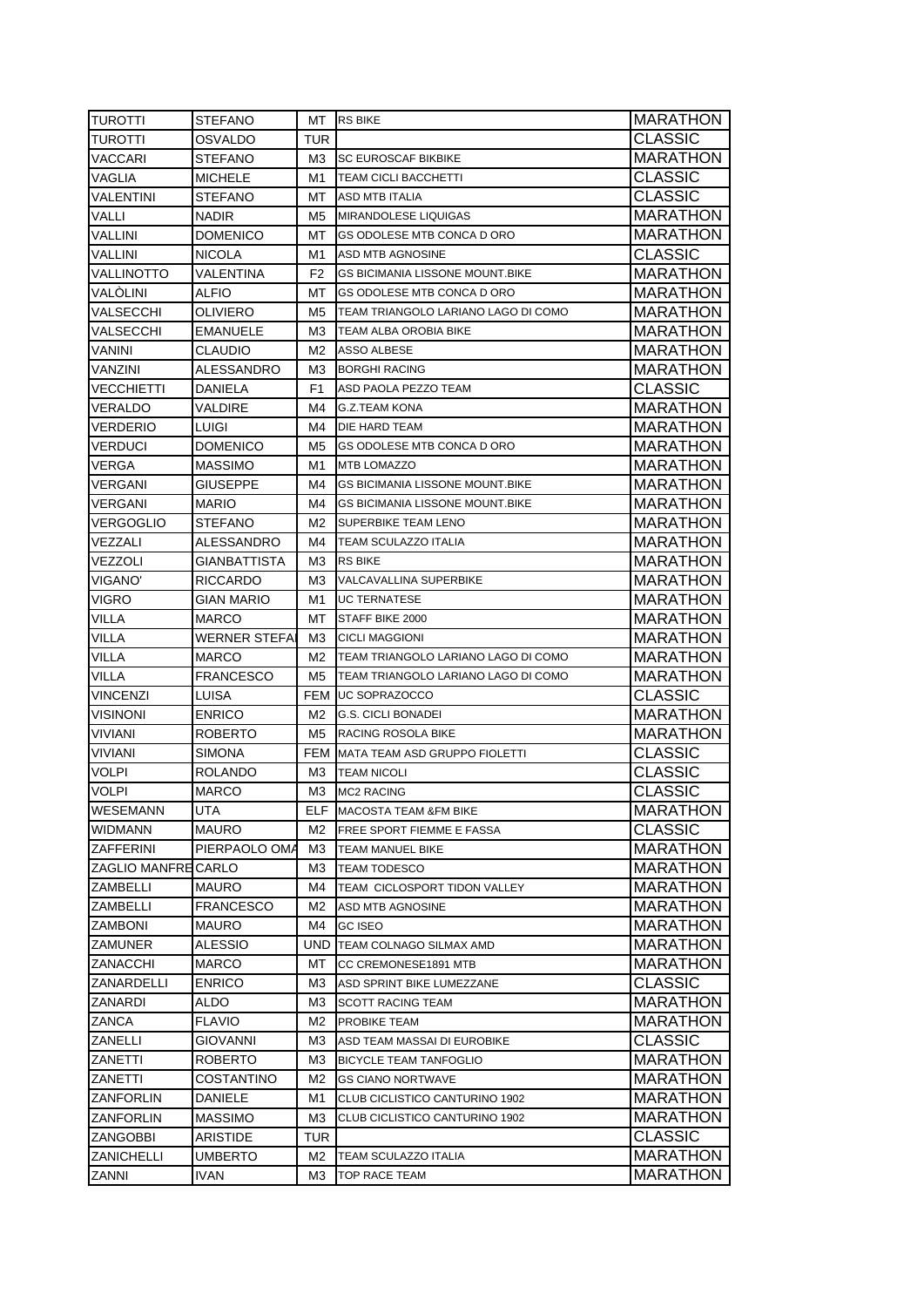| TUROTTI | STEFANO | MT | RS BIKE | MARATHON |
|---|---|---|---|---|
| TUROTTI | OSVALDO | TUR | | CLASSIC |
| VACCARI | STEFANO | M3 | SC EUROSCAF BIKBIKE | MARATHON |
| VAGLIA | MICHELE | M1 | TEAM CICLI BACCHETTI | CLASSIC |
| VALENTINI | STEFANO | MT | ASD MTB ITALIA | CLASSIC |
| VALLI | NADIR | M5 | MIRANDOLESE LIQUIGAS | MARATHON |
| VALLINI | DOMENICO | MT | GS ODOLESE MTB CONCA D ORO | MARATHON |
| VALLINI | NICOLA | M1 | ASD MTB AGNOSINE | CLASSIC |
| VALLINOTTO | VALENTINA | F2 | GS BICIMANIA LISSONE MOUNT.BIKE | MARATHON |
| VALÒLINI | ALFIO | MT | GS ODOLESE MTB CONCA D ORO | MARATHON |
| VALSECCHI | OLIVIERO | M5 | TEAM TRIANGOLO LARIANO LAGO DI COMO | MARATHON |
| VALSECCHI | EMANUELE | M3 | TEAM ALBA OROBIA BIKE | MARATHON |
| VANINI | CLAUDIO | M2 | ASSO ALBESE | MARATHON |
| VANZINI | ALESSANDRO | M3 | BORGHI RACING | MARATHON |
| VECCHIETTI | DANIELA | F1 | ASD PAOLA PEZZO TEAM | CLASSIC |
| VERALDO | VALDIRE | M4 | G.Z.TEAM KONA | MARATHON |
| VERDERIO | LUIGI | M4 | DIE HARD TEAM | MARATHON |
| VERDUCI | DOMENICO | M5 | GS ODOLESE MTB CONCA D ORO | MARATHON |
| VERGA | MASSIMO | M1 | MTB LOMAZZO | MARATHON |
| VERGANI | GIUSEPPE | M4 | GS BICIMANIA LISSONE MOUNT.BIKE | MARATHON |
| VERGANI | MARIO | M4 | GS BICIMANIA LISSONE MOUNT.BIKE | MARATHON |
| VERGOGLIO | STEFANO | M2 | SUPERBIKE TEAM LENO | MARATHON |
| VEZZALI | ALESSANDRO | M4 | TEAM SCULAZZO ITALIA | MARATHON |
| VEZZOLI | GIANBATTISTA | M3 | RS BIKE | MARATHON |
| VIGANO' | RICCARDO | M3 | VALCAVALLINA SUPERBIKE | MARATHON |
| VIGRO | GIAN MARIO | M1 | UC TERNATESE | MARATHON |
| VILLA | MARCO | MT | STAFF BIKE 2000 | MARATHON |
| VILLA | WERNER STEFA | M3 | CICLI MAGGIONI | MARATHON |
| VILLA | MARCO | M2 | TEAM TRIANGOLO LARIANO LAGO DI COMO | MARATHON |
| VILLA | FRANCESCO | M5 | TEAM TRIANGOLO LARIANO LAGO DI COMO | MARATHON |
| VINCENZI | LUISA | FEM | UC SOPRAZOCCO | CLASSIC |
| VISINONI | ENRICO | M2 | G.S. CICLI BONADEI | MARATHON |
| VIVIANI | ROBERTO | M5 | RACING ROSOLA BIKE | MARATHON |
| VIVIANI | SIMONA | FEM | MATA TEAM ASD GRUPPO FIOLETTI | CLASSIC |
| VOLPI | ROLANDO | M3 | TEAM NICOLI | CLASSIC |
| VOLPI | MARCO | M3 | MC2 RACING | CLASSIC |
| WESEMANN | UTA | ELF | MACOSTA TEAM &FM BIKE | MARATHON |
| WIDMANN | MAURO | M2 | FREE SPORT FIEMME E FASSA | CLASSIC |
| ZAFFERINI | PIERPAOLO OMA | M3 | TEAM MANUEL BIKE | MARATHON |
| ZAGLIO MANFRE | CARLO | M3 | TEAM TODESCO | MARATHON |
| ZAMBELLI | MAURO | M4 | TEAM CICLOSPORT TIDON VALLEY | MARATHON |
| ZAMBELLI | FRANCESCO | M2 | ASD MTB AGNOSINE | MARATHON |
| ZAMBONI | MAURO | M4 | GC ISEO | MARATHON |
| ZAMUNER | ALESSIO | UND | TEAM COLNAGO SILMAX AMD | MARATHON |
| ZANACCHI | MARCO | MT | CC CREMONESE1891 MTB | MARATHON |
| ZANARDELLI | ENRICO | M3 | ASD SPRINT BIKE LUMEZZANE | CLASSIC |
| ZANARDI | ALDO | M3 | SCOTT RACING TEAM | MARATHON |
| ZANCA | FLAVIO | M2 | PROBIKE TEAM | MARATHON |
| ZANELLI | GIOVANNI | M3 | ASD TEAM MASSAI DI EUROBIKE | CLASSIC |
| ZANETTI | ROBERTO | M3 | BICYCLE TEAM TANFOGLIO | MARATHON |
| ZANETTI | COSTANTINO | M2 | GS CIANO NORTWAVE | MARATHON |
| ZANFORLIN | DANIELE | M1 | CLUB CICLISTICO CANTURINO 1902 | MARATHON |
| ZANFORLIN | MASSIMO | M3 | CLUB CICLISTICO CANTURINO 1902 | MARATHON |
| ZANGOBBI | ARISTIDE | TUR | | CLASSIC |
| ZANICHELLI | UMBERTO | M2 | TEAM SCULAZZO ITALIA | MARATHON |
| ZANNI | IVAN | M3 | TOP RACE TEAM | MARATHON |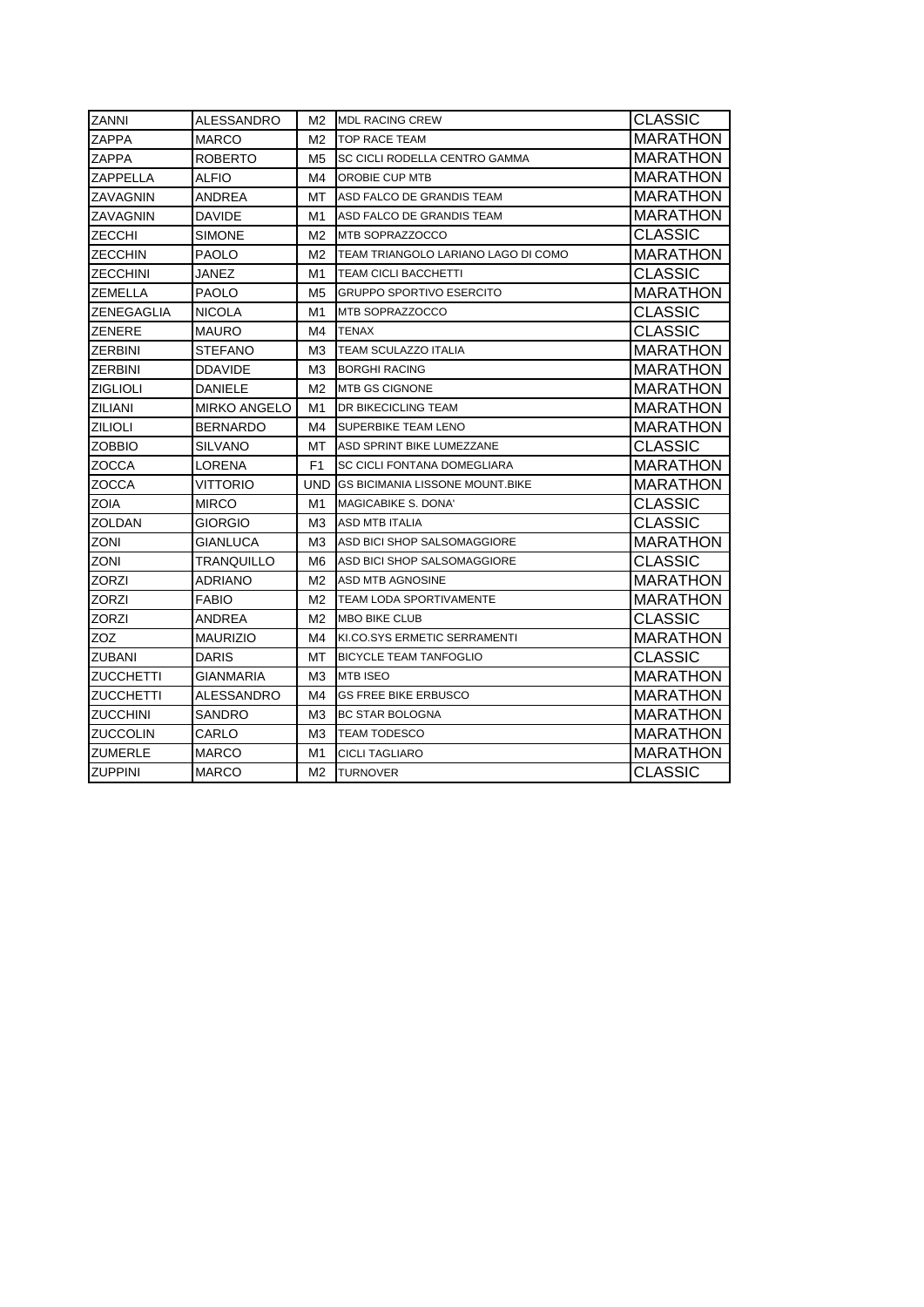| | | | | |
|---|---|---|---|---|
| ZANNI | ALESSANDRO | M2 | MDL RACING CREW | CLASSIC |
| ZAPPA | MARCO | M2 | TOP RACE TEAM | MARATHON |
| ZAPPA | ROBERTO | M5 | SC CICLI RODELLA CENTRO GAMMA | MARATHON |
| ZAPPELLA | ALFIO | M4 | OROBIE CUP MTB | MARATHON |
| ZAVAGNIN | ANDREA | MT | ASD FALCO DE GRANDIS TEAM | MARATHON |
| ZAVAGNIN | DAVIDE | M1 | ASD FALCO DE GRANDIS TEAM | MARATHON |
| ZECCHI | SIMONE | M2 | MTB SOPRAZZOCCO | CLASSIC |
| ZECCHIN | PAOLO | M2 | TEAM TRIANGOLO LARIANO LAGO DI COMO | MARATHON |
| ZECCHINI | JANEZ | M1 | TEAM CICLI BACCHETTI | CLASSIC |
| ZEMELLA | PAOLO | M5 | GRUPPO SPORTIVO ESERCITO | MARATHON |
| ZENEGAGLIA | NICOLA | M1 | MTB SOPRAZZOCCO | CLASSIC |
| ZENERE | MAURO | M4 | TENAX | CLASSIC |
| ZERBINI | STEFANO | M3 | TEAM SCULAZZO ITALIA | MARATHON |
| ZERBINI | DDAVIDE | M3 | BORGHI RACING | MARATHON |
| ZIGLIOLI | DANIELE | M2 | MTB GS CIGNONE | MARATHON |
| ZILIANI | MIRKO ANGELO | M1 | DR BIKECICLING TEAM | MARATHON |
| ZILIOLI | BERNARDO | M4 | SUPERBIKE TEAM LENO | MARATHON |
| ZOBBIO | SILVANO | MT | ASD SPRINT BIKE LUMEZZANE | CLASSIC |
| ZOCCA | LORENA | F1 | SC CICLI FONTANA DOMEGLIARA | MARATHON |
| ZOCCA | VITTORIO | UND | GS BICIMANIA LISSONE MOUNT.BIKE | MARATHON |
| ZOIA | MIRCO | M1 | MAGICABIKE S. DONA' | CLASSIC |
| ZOLDAN | GIORGIO | M3 | ASD MTB ITALIA | CLASSIC |
| ZONI | GIANLUCA | M3 | ASD BICI SHOP SALSOMAGGIORE | MARATHON |
| ZONI | TRANQUILLO | M6 | ASD BICI SHOP SALSOMAGGIORE | CLASSIC |
| ZORZI | ADRIANO | M2 | ASD MTB AGNOSINE | MARATHON |
| ZORZI | FABIO | M2 | TEAM LODA SPORTIVAMENTE | MARATHON |
| ZORZI | ANDREA | M2 | MBO BIKE CLUB | CLASSIC |
| ZOZ | MAURIZIO | M4 | KI.CO.SYS ERMETIC SERRAMENTI | MARATHON |
| ZUBANI | DARIS | MT | BICYCLE TEAM TANFOGLIO | CLASSIC |
| ZUCCHETTI | GIANMARIA | M3 | MTB ISEO | MARATHON |
| ZUCCHETTI | ALESSANDRO | M4 | GS FREE BIKE ERBUSCO | MARATHON |
| ZUCCHINI | SANDRO | M3 | BC STAR BOLOGNA | MARATHON |
| ZUCCOLIN | CARLO | M3 | TEAM TODESCO | MARATHON |
| ZUMERLE | MARCO | M1 | CICLI TAGLIARO | MARATHON |
| ZUPPINI | MARCO | M2 | TURNOVER | CLASSIC |